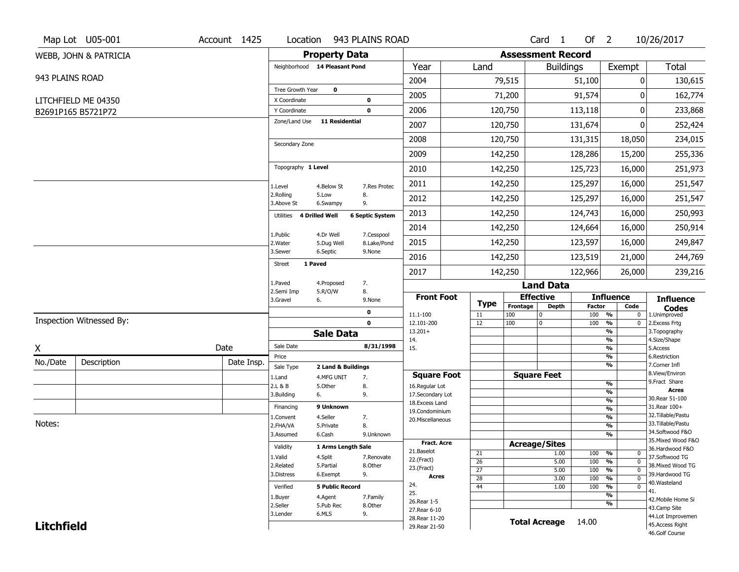Map Lot U05-001 | Account 1425 | Location 943 PLAINS ROAD | Card 1 Of 2 | 10/26/2017

WEBB, JOHN & PATRICIA

943 PLAINS ROAD

LITCHFIELD ME 04350

B2691P165 B5721P72

## Property Data

Neighborhood **14 Pleasant Pond**

Tree Growth Year **0**

X Coordinate **0**

Y Coordinate **0**

Zone/Land Use **11 Residential**

Secondary Zone

Topography **1 Level**

1.Level 4.Below St 7.Res Protec
2.Rolling 5.Low 8.
3.Above St 6.Swampy 9.

Utilities **4 Drilled Well** **6 Septic System**

1.Public 4.Dr Well 7.Cesspool
2.Water 5.Dug Well 8.Lake/Pond
3.Sewer 6.Septic 9.None

Street **1 Paved**

1.Paved 4.Proposed 7.
2.Semi Imp 5.R/O/W 8.
3.Gravel 6. 9.None

**0**

**0**

## Sale Data

Sale Date **8/31/1998**

Price

Sale Type **2 Land & Buildings**

1.Land 4.MFG UNIT 7.
2.L & B 5.Other 8.
3.Building 6. 9.

Financing **9 Unknown**

1.Convent 4.Seller 7.
2.FHA/VA 5.Private 8.
3.Assumed 6.Cash 9.Unknown

Validity **1 Arms Length Sale**

1.Valid 4.Split 7.Renovate
2.Related 5.Partial 8.Other
3.Distress 6.Exempt 9.

Verified **5 Public Record**

1.Buyer 4.Agent 7.Family
2.Seller 5.Pub Rec 8.Other
3.Lender 6.MLS 9.

## Assessment Record

| Year | Land | Buildings | Exempt | Total |
|---|---|---|---|---|
| 2004 | 79,515 | 51,100 | 0 | 130,615 |
| 2005 | 71,200 | 91,574 | 0 | 162,774 |
| 2006 | 120,750 | 113,118 | 0 | 233,868 |
| 2007 | 120,750 | 131,674 | 0 | 252,424 |
| 2008 | 120,750 | 131,315 | 18,050 | 234,015 |
| 2009 | 142,250 | 128,286 | 15,200 | 255,336 |
| 2010 | 142,250 | 125,723 | 16,000 | 251,973 |
| 2011 | 142,250 | 125,297 | 16,000 | 251,547 |
| 2012 | 142,250 | 125,297 | 16,000 | 251,547 |
| 2013 | 142,250 | 124,743 | 16,000 | 250,993 |
| 2014 | 142,250 | 124,664 | 16,000 | 250,914 |
| 2015 | 142,250 | 123,597 | 16,000 | 249,847 |
| 2016 | 142,250 | 123,519 | 21,000 | 244,769 |
| 2017 | 142,250 | 122,966 | 26,000 | 239,216 |

## Land Data

| Front Foot | Type | Effective Frontage | Effective Depth | Influence Factor | Influence Code |
|---|---|---|---|---|---|
| 11.1-100 | 11 | 100 | 0 | 100 % | 0 |
| 12.101-200 | 12 | 100 | 0 | 100 % | 0 |
| 13.201+ | | | | % | |
| 14. | | | | % | |
| 15. | | | | % | |
| | | | | % | |
| | | | | % | |

| Square Foot | Type | Square Feet | Influence Factor | Influence Code |
|---|---|---|---|---|
| 16.Regular Lot | | | % | |
| 17.Secondary Lot | | | % | |
| 18.Excess Land | | | % | |
| 19.Condominium | | | % | |
| 20.Miscellaneous | | | % | |
| | | | % | |
| | | | % | |

| Fract. Acre / Acres | Type | Acreage/Sites | Influence Factor | Influence Code |
|---|---|---|---|---|
| 21.Baselot | 21 | 1.00 | 100 % | 0 |
| 22.(Fract) | 26 | 5.00 | 100 % | 0 |
| 23.(Fract) | 27 | 5.00 | 100 % | 0 |
| 24. | 28 | 3.00 | 100 % | 0 |
| 25. | 44 | 1.00 | 100 % | 0 |
| 26.Rear 1-5 | | | % | |
| 27.Rear 6-10 | | | % | |
| 28.Rear 11-20 | | | | |
| 29.Rear 21-50 | | | | |

**Total Acreage** 14.00

**Influence Codes**

1.Unimproved
2.Excess Frtg
3.Topography
4.Size/Shape
5.Access
6.Restriction
7.Corner Infl
8.View/Environ
9.Fract Share

**Acres**

30.Rear 51-100
31.Rear 100+
32.Tillable/Pastu
33.Tillable/Pastu
34.Softwood F&O
35.Mixed Wood F&O
36.Hardwood F&O
37.Softwood TG
38.Mixed Wood TG
39.Hardwood TG
40.Wasteland
41.
42.Mobile Home Si
43.Camp Site
44.Lot Improvemen
45.Access Right
46.Golf Course

Inspection Witnessed By:

X Date

| No./Date | Description | Date Insp. |
|---|---|---|
| | | |
| | | |
| | | |

Notes:

**Litchfield**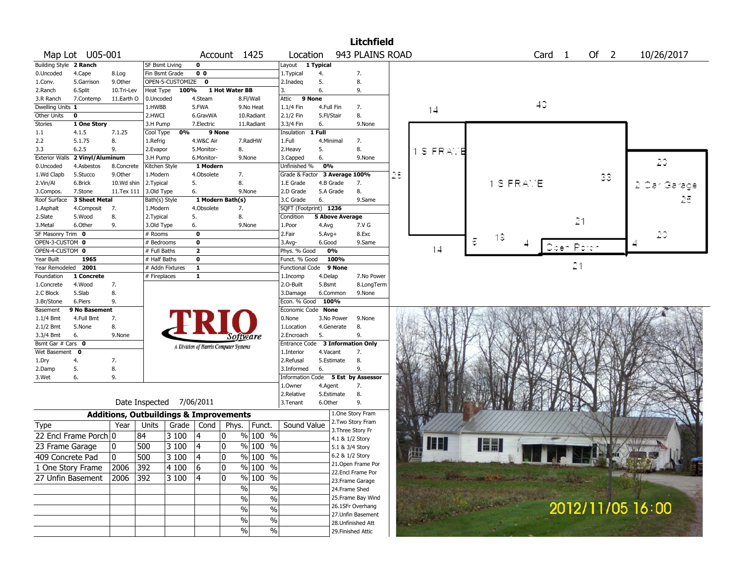# Litchfield

| Map Lot | U05-001 | Account | 1425 | Location | 943 PLAINS ROAD | Card | 1 | Of | 2 | 10/26/2017 |
|---|---|---|---|---|---|---|---|---|---|---|

| Building Style | 2 Ranch | | SF Bsmt Living | 0 | | Layout | 1 Typical | |
|---|---|---|---|---|---|---|---|---|
| 0.Uncoded | 4.Cape | 8.Log | Fin Bsmt Grade | 0 0 | | 1.Typical | 4. | 7. |
| 1.Conv. | 5.Garrison | 9.Other | OPEN-5-CUSTOMIZE | 0 | | 2.Inadeq | 5. | 8. |
| 2.Ranch | 6.Split | 10.Tri-Lev | Heat Type 100% | 1 Hot Water BB | | 3. | 6. | 9. |
| 3.R Ranch | 7.Contemp | 11.Earth O | 0.Uncoded | 4.Steam | 8.Fl/Wall | Attic | 9 None | |
| Dwelling Units | 1 | | 1.HWBB | 5.FWA | 9.No Heat | 1.1/4 Fin | 4.Full Fin | 7. |
| Other Units | 0 | | 2.HWCI | 6.GravWA | 10.Radiant | 2.1/2 Fin | 5.Fl/Stair | 8. |
| Stories | 1 One Story | | 3.H Pump | 7.Electric | 11.Radiant | 3.3/4 Fin | 6. | 9.None |
| 1.1 | 4.1.5 | 7.1.25 | Cool Type 0% | 9 None | | Insulation | 1 Full | |
| 2.2 | 5.1.75 | 8. | 1.Refrig | 4.W&C Air | 7.RadHW | 1.Full | 4.Minimal | 7. |
| 3.3 | 6.2.5 | 9. | 2.Evapor | 5.Monitor- | 8. | 2.Heavy | 5. | 8. |
| Exterior Walls | 2 Vinyl/Aluminum | | 3.H Pump | 6.Monitor- | 9.None | 3.Capped | 6. | 9.None |
| 0.Uncoded | 4.Asbestos | 8.Concrete | Kitchen Style | 1 Modern | | Unfinished % | 0% | |
| 1.Wd Clapb | 5.Stucco | 9.Other | 1.Modern | 4.Obsolete | 7. | Grade & Factor | 3 Average 100% | |
| 2.Vin/Al | 6.Brick | 10.Wd shin | 2.Typical | 5. | 8. | 1.E Grade | 4.B Grade | 7. |
| 3.Compos. | 7.Stone | 11.Tex 111 | 3.Old Type | 6. | 9.None | 2.D Grade | 5.A Grade | 8. |
| Roof Surface | 3 Sheet Metal | | Bath(s) Style | 1 Modern Bath(s) | | 3.C Grade | 6. | 9.Same |
| 1.Asphalt | 4.Composit | 7. | 1.Modern | 4.Obsolete | 7. | SQFT (Footprint) | 1236 | |
| 2.Slate | 5.Wood | 8. | 2.Typical | 5. | 8. | Condition | 5 Above Average | |
| 3.Metal | 6.Other | 9. | 3.Old Type | 6. | 9.None | 1.Poor | 4.Avg | 7.V G |
| SF Masonry Trim | 0 | | # Rooms | 0 | | 2.Fair | 5.Avg+ | 8.Exc |
| OPEN-3-CUSTOM | 0 | | # Bedrooms | 0 | | 3.Avg- | 6.Good | 9.Same |
| OPEN-4-CUSTOM | 0 | | # Full Baths | 2 | | Phys. % Good | 0% | |
| Year Built | 1965 | | # Half Baths | 0 | | Funct. % Good | 100% | |
| Year Remodeled | 2001 | | # Addn Fixtures | 1 | | Functional Code | 9 None | |
| Foundation | 1 Concrete | | # Fireplaces | 1 | | 1.Incomp | 4.Delap | 7.No Power |
| 1.Concrete | 4.Wood | 7. | | | | 2.O-Built | 5.Bsmt | 8.LongTerm |
| 2.C Block | 5.Slab | 8. | | | | 3.Damage | 6.Common | 9.None |
| 3.Br/Stone | 6.Piers | 9. | | | | Econ. % Good | 100% | |
| Basement | 9 No Basement | | | | | Economic Code | None | |
| 1.1/4 Bmt | 4.Full Bmt | 7. | | | | 0.None | 3.No Power | 9.None |
| 2.1/2 Bmt | 5.None | 8. | | | | 1.Location | 4.Generate | 8. |
| 3.3/4 Bmt | 6. | 9.None | | | | 2.Encroach | 5. | 9. |
| Bsmt Gar # Cars | 0 | | | | | Entrance Code | 3 Information Only | |
| Wet Basement | 0 | | | | | 1.Interior | 4.Vacant | 7. |
| 1.Dry | 4. | 7. | | | | 2.Refusal | 5.Estimate | 8. |
| 2.Damp | 5. | 8. | | | | 3.Informed | 6. | 9. |
| 3.Wet | 6. | 9. | | | | Information Code | 5 Est by Assessor | |
| | | | | | | 1.Owner | 4.Agent | 7. |
| | | | | | | 2.Relative | 5.Estimate | 8. |
| | | | Date Inspected | 7/06/2011 | | 3.Tenant | 6.Other | 9. |

TRIO Software — A Division of Harris Computer Systems

## Additions, Outbuildings & Improvements

| Type | Year | Units | Grade | Cond | Phys. | Funct. | Sound Value |
|---|---|---|---|---|---|---|---|
| 22 Encl Frame Porch | 0 | 84 | 3 100 | 4 | 0 % | 100 % | |
| 23 Frame Garage | 0 | 500 | 3 100 | 4 | 0 % | 100 % | |
| 409 Concrete Pad | 0 | 500 | 3 100 | 4 | 0 % | 100 % | |
| 1 One Story Frame | 2006 | 392 | 4 100 | 6 | 0 % | 100 % | |
| 27 Unfin Basement | 2006 | 392 | 3 100 | 4 | 0 % | 100 % | |
| | | | | | % | % | |
| | | | | | % | % | |
| | | | | | % | % | |
| | | | | | % | % | |
| | | | | | % | % | |

1.One Story Fram
2.Two Story Fram
3.Three Story Fr
4.1 & 1/2 Story
5.1 & 3/4 Story
6.2 & 1/2 Story
21.Open Frame Por
22.Encl Frame Por
23.Frame Garage
24.Frame Shed
25.Frame Bay Wind
26.1SFr Overhang
27.Unfin Basement
28.Unfinished Att
29.Finished Attic

Sketch labels: 14, 40, 1 S FRAME, 28, 1 S FRAME, 33, 20, 2 Car Garage, 25, 21, 20, 5, 13, 4, Open Porch, 4, 14, 21

2012/11/05 16:00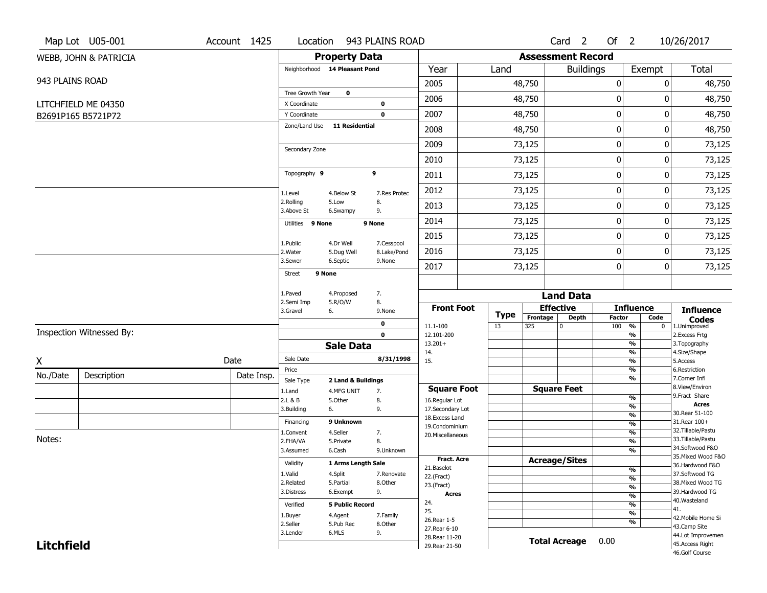Map Lot U05-001 | Account 1425 | Location 943 PLAINS ROAD | Card 2 Of 2 | 10/26/2017

WEBB, JOHN & PATRICIA

943 PLAINS ROAD

LITCHFIELD ME 04350

B2691P165 B5721P72

## Property Data

| | | |
|---|---|---|
| Neighborhood | 14 Pleasant Pond | |
| Tree Growth Year | 0 | |
| X Coordinate | | 0 |
| Y Coordinate | | 0 |
| Zone/Land Use | 11 Residential | |
| Secondary Zone | | |
| Topography 9 | | 9 |
| 1.Level | 4.Below St | 7.Res Protec |
| 2.Rolling | 5.Low | 8. |
| 3.Above St | 6.Swampy | 9. |
| Utilities 9 None | | 9 None |
| 1.Public | 4.Dr Well | 7.Cesspool |
| 2.Water | 5.Dug Well | 8.Lake/Pond |
| 3.Sewer | 6.Septic | 9.None |
| Street 9 None | | |
| 1.Paved | 4.Proposed | 7. |
| 2.Semi Imp | 5.R/O/W | 8. |
| 3.Gravel | 6. | 9.None |
| | | 0 |
| | | 0 |

## Sale Data

| | | |
|---|---|---|
| Sale Date | | 8/31/1998 |
| Price | | |
| Sale Type | 2 Land & Buildings | |
| 1.Land | 4.MFG UNIT | 7. |
| 2.L & B | 5.Other | 8. |
| 3.Building | 6. | 9. |
| Financing | 9 Unknown | |
| 1.Convent | 4.Seller | 7. |
| 2.FHA/VA | 5.Private | 8. |
| 3.Assumed | 6.Cash | 9.Unknown |
| Validity | 1 Arms Length Sale | |
| 1.Valid | 4.Split | 7.Renovate |
| 2.Related | 5.Partial | 8.Other |
| 3.Distress | 6.Exempt | 9. |
| Verified | 5 Public Record | |
| 1.Buyer | 4.Agent | 7.Family |
| 2.Seller | 5.Pub Rec | 8.Other |
| 3.Lender | 6.MLS | 9. |

## Assessment Record

| Year | Land | Buildings | Exempt | Total |
|---|---|---|---|---|
| 2005 | 48,750 | 0 | 0 | 48,750 |
| 2006 | 48,750 | 0 | 0 | 48,750 |
| 2007 | 48,750 | 0 | 0 | 48,750 |
| 2008 | 48,750 | 0 | 0 | 48,750 |
| 2009 | 73,125 | 0 | 0 | 73,125 |
| 2010 | 73,125 | 0 | 0 | 73,125 |
| 2011 | 73,125 | 0 | 0 | 73,125 |
| 2012 | 73,125 | 0 | 0 | 73,125 |
| 2013 | 73,125 | 0 | 0 | 73,125 |
| 2014 | 73,125 | 0 | 0 | 73,125 |
| 2015 | 73,125 | 0 | 0 | 73,125 |
| 2016 | 73,125 | 0 | 0 | 73,125 |
| 2017 | 73,125 | 0 | 0 | 73,125 |

## Land Data

| Front Foot | Type | Effective Frontage | Effective Depth | Influence Factor | Influence Code |
|---|---|---|---|---|---|
| 11.1-100 | 13 | 325 | 0 | 100 % | 0 |
| 12.101-200 | | | | % | |
| 13.201+ | | | | % | |
| 14. | | | | % | |
| 15. | | | | % | |
| | | | | % | |
| | | | | % | |
| **Square Foot** | | **Square Feet** | | | |
| 16.Regular Lot | | | | % | |
| 17.Secondary Lot | | | | % | |
| 18.Excess Land | | | | % | |
| 19.Condominium | | | | % | |
| 20.Miscellaneous | | | | % | |
| | | | | % | |
| | | | | % | |
| **Fract. Acre** | | **Acreage/Sites** | | | |
| 21.Baselot | | | | % | |
| 22.(Fract) | | | | % | |
| 23.(Fract) | | | | % | |
| **Acres** | | | | % | |
| 24. | | | | % | |
| 25. | | | | % | |
| 26.Rear 1-5 | | | | % | |
| 27.Rear 6-10 | | | | | |
| 28.Rear 11-20 | | | | | |
| 29.Rear 21-50 | | | | | |

**Total Acreage** 0.00

### Influence Codes

1.Unimproved
2.Excess Frtg
3.Topography
4.Size/Shape
5.Access
6.Restriction
7.Corner Infl
8.View/Environ
9.Fract Share

**Acres**

30.Rear 51-100
31.Rear 100+
32.Tillable/Pastu
33.Tillable/Pastu
34.Softwood F&O
35.Mixed Wood F&O
36.Hardwood F&O
37.Softwood TG
38.Mixed Wood TG
39.Hardwood TG
40.Wasteland
41.
42.Mobile Home Si
43.Camp Site
44.Lot Improvemen
45.Access Right
46.Golf Course

Inspection Witnessed By:

X _______________ Date

| No./Date | Description | Date Insp. |
|---|---|---|
| | | |
| | | |
| | | |

Notes:

**Litchfield**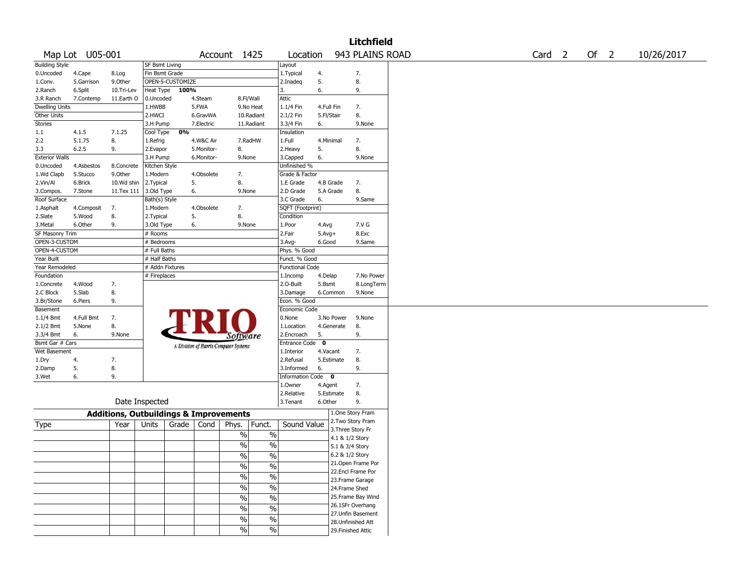# Litchfield

Map Lot U05-001 | Account 1425 | Location 943 PLAINS ROAD | Card 2 Of 2 | 10/26/2017

| Building Style | | | SF Bsmt Living | | | Layout | | |
|---|---|---|---|---|---|---|---|---|
| 0.Uncoded | 4.Cape | 8.Log | Fin Bsmt Grade | | | 1.Typical | 4. | 7. |
| 1.Conv. | 5.Garrison | 9.Other | OPEN-5-CUSTOMIZE | | | 2.Inadeq | 5. | 8. |
| 2.Ranch | 6.Split | 10.Tri-Lev | Heat Type 100% | | | 3. | 6. | 9. |
| 3.R Ranch | 7.Contemp | 11.Earth O | 0.Uncoded | 4.Steam | 8.Fl/Wall | Attic | | |
| Dwelling Units | | | 1.HWBB | 5.FWA | 9.No Heat | 1.1/4 Fin | 4.Full Fin | 7. |
| Other Units | | | 2.HWCI | 6.GravWA | 10.Radiant | 2.1/2 Fin | 5.Fl/Stair | 8. |
| Stories | | | 3.H Pump | 7.Electric | 11.Radiant | 3.3/4 Fin | 6. | 9.None |
| 1.1 | 4.1.5 | 7.1.25 | Cool Type 0% | | | Insulation | | |
| 2.2 | 5.1.75 | 8. | 1.Refrig | 4.W&C Air | 7.RadHW | 1.Full | 4.Minimal | 7. |
| 3.3 | 6.2.5 | 9. | 2.Evapor | 5.Monitor- | 8. | 2.Heavy | 5. | 8. |
| Exterior Walls | | | 3.H Pump | 6.Monitor- | 9.None | 3.Capped | 6. | 9.None |
| 0.Uncoded | 4.Asbestos | 8.Concrete | Kitchen Style | | | Unfinished % | | |
| 1.Wd Clapb | 5.Stucco | 9.Other | 1.Modern | 4.Obsolete | 7. | Grade & Factor | | |
| 2.Vin/Al | 6.Brick | 10.Wd shin | 2.Typical | 5. | 8. | 1.E Grade | 4.B Grade | 7. |
| 3.Compos. | 7.Stone | 11.Tex 111 | 3.Old Type | 6. | 9.None | 2.D Grade | 5.A Grade | 8. |
| Roof Surface | | | Bath(s) Style | | | 3.C Grade | 6. | 9.Same |
| 1.Asphalt | 4.Composit | 7. | 1.Modern | 4.Obsolete | 7. | SQFT (Footprint) | | |
| 2.Slate | 5.Wood | 8. | 2.Typical | 5. | 8. | Condition | | |
| 3.Metal | 6.Other | 9. | 3.Old Type | 6. | 9.None | 1.Poor | 4.Avg | 7.V G |
| SF Masonry Trim | | | # Rooms | | | 2.Fair | 5.Avg+ | 8.Exc |
| OPEN-3-CUSTOM | | | # Bedrooms | | | 3.Avg- | 6.Good | 9.Same |
| OPEN-4-CUSTOM | | | # Full Baths | | | Phys. % Good | | |
| Year Built | | | # Half Baths | | | Funct. % Good | | |
| Year Remodeled | | | # Addn Fixtures | | | Functional Code | | |
| Foundation | | | # Fireplaces | | | 1.Incomp | 4.Delap | 7.No Power |
| 1.Concrete | 4.Wood | 7. | | | | 2.O-Built | 5.Bsmt | 8.LongTerm |
| 2.C Block | 5.Slab | 8. | | | | 3.Damage | 6.Common | 9.None |
| 3.Br/Stone | 6.Piers | 9. | | | | Econ. % Good | | |
| Basement | | | | | | Economic Code | | |
| 1.1/4 Bmt | 4.Full Bmt | 7. | | | | 0.None | 3.No Power | 9.None |
| 2.1/2 Bmt | 5.None | 8. | | | | 1.Location | 4.Generate | 8. |
| 3.3/4 Bmt | 6. | 9.None | | | | 2.Encroach | 5. | 9. |
| Bsmt Gar # Cars | | | | | | Entrance Code 0 | | |
| Wet Basement | | | | | | 1.Interior | 4.Vacant | 7. |
| 1.Dry | 4. | 7. | | | | 2.Refusal | 5.Estimate | 8. |
| 2.Damp | 5. | 8. | | | | 3.Informed | 6. | 9. |
| 3.Wet | 6. | 9. | | | | Information Code 0 | | |
| | | | | | | 1.Owner | 4.Agent | 7. |
| | | | | | | 2.Relative | 5.Estimate | 8. |
| Date Inspected | | | | | | 3.Tenant | 6.Other | 9. |

TRIO Software — A Division of Harris Computer Systems

## Additions, Outbuildings & Improvements

| Type | Year | Units | Grade | Cond | Phys. | Funct. | Sound Value |
|---|---|---|---|---|---|---|---|
| | | | | | % | % | |
| | | | | | % | % | |
| | | | | | % | % | |
| | | | | | % | % | |
| | | | | | % | % | |
| | | | | | % | % | |
| | | | | | % | % | |
| | | | | | % | % | |
| | | | | | % | % | |
| | | | | | % | % | |

1.One Story Fram
2.Two Story Fram
3.Three Story Fr
4.1 & 1/2 Story
5.1 & 3/4 Story
6.2 & 1/2 Story
21.Open Frame Por
22.Encl Frame Por
23.Frame Garage
24.Frame Shed
25.Frame Bay Wind
26.1SFr Overhang
27.Unfin Basement
28.Unfinished Att
29.Finished Attic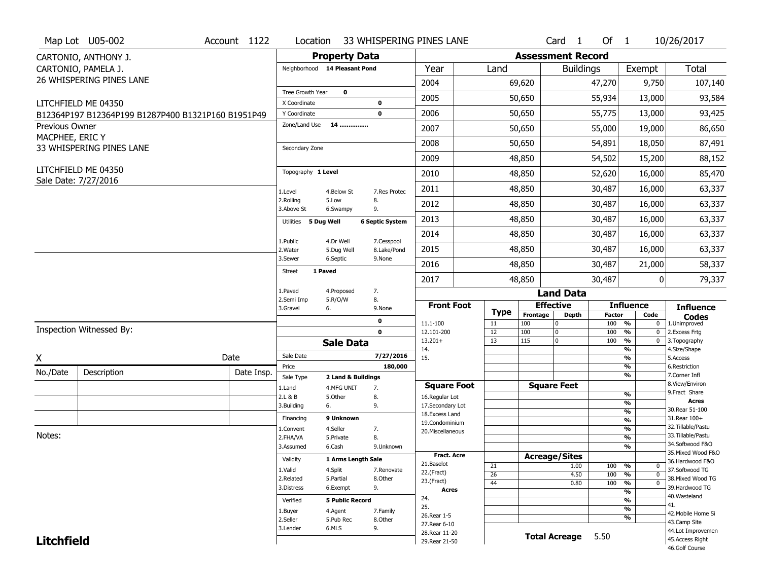Map Lot U05-002 | Account 1122 | Location 33 WHISPERING PINES LANE | Card 1 Of 1 | 10/26/2017

CARTONIO, ANTHONY J.
CARTONIO, PAMELA J.
26 WHISPERING PINES LANE

LITCHFIELD ME 04350
B12364P197 B12364P199 B1287P400 B1321P160 B1951P49

Previous Owner
MACPHEE, ERIC Y
33 WHISPERING PINES LANE

LITCHFIELD ME 04350
Sale Date: 7/27/2016

## Property Data

Neighborhood **14 Pleasant Pond**

Tree Growth Year **0**
X Coordinate **0**
Y Coordinate **0**
Zone/Land Use **14 ...............**

Secondary Zone

Topography **1 Level**

1.Level 4.Below St 7.Res Protec
2.Rolling 5.Low 8.
3.Above St 6.Swampy 9.

Utilities **5 Dug Well** **6 Septic System**

1.Public 4.Dr Well 7.Cesspool
2.Water 5.Dug Well 8.Lake/Pond
3.Sewer 6.Septic 9.None

Street **1 Paved**

1.Paved 4.Proposed 7.
2.Semi Imp 5.R/O/W 8.
3.Gravel 6. 9.None

**0**
**0**

## Sale Data

Sale Date **7/27/2016**
Price **180,000**
Sale Type **2 Land & Buildings**

1.Land 4.MFG UNIT 7.
2.L & B 5.Other 8.
3.Building 6. 9.

Financing **9 Unknown**

1.Convent 4.Seller 7.
2.FHA/VA 5.Private 8.
3.Assumed 6.Cash 9.Unknown

Validity **1 Arms Length Sale**

1.Valid 4.Split 7.Renovate
2.Related 5.Partial 8.Other
3.Distress 6.Exempt 9.

Verified **5 Public Record**

1.Buyer 4.Agent 7.Family
2.Seller 5.Pub Rec 8.Other
3.Lender 6.MLS 9.

## Assessment Record

| Year | Land | Buildings | Exempt | Total |
|---|---|---|---|---|
| 2004 | 69,620 | 47,270 | 9,750 | 107,140 |
| 2005 | 50,650 | 55,934 | 13,000 | 93,584 |
| 2006 | 50,650 | 55,775 | 13,000 | 93,425 |
| 2007 | 50,650 | 55,000 | 19,000 | 86,650 |
| 2008 | 50,650 | 54,891 | 18,050 | 87,491 |
| 2009 | 48,850 | 54,502 | 15,200 | 88,152 |
| 2010 | 48,850 | 52,620 | 16,000 | 85,470 |
| 2011 | 48,850 | 30,487 | 16,000 | 63,337 |
| 2012 | 48,850 | 30,487 | 16,000 | 63,337 |
| 2013 | 48,850 | 30,487 | 16,000 | 63,337 |
| 2014 | 48,850 | 30,487 | 16,000 | 63,337 |
| 2015 | 48,850 | 30,487 | 16,000 | 63,337 |
| 2016 | 48,850 | 30,487 | 21,000 | 58,337 |
| 2017 | 48,850 | 30,487 | 0 | 79,337 |

## Land Data

| Front Foot | Type | Effective Frontage | Effective Depth | Influence Factor | Influence Code |
|---|---|---|---|---|---|
| 11.1-100 | 11 | 100 | 0 | 100 % | 0 |
| 12.101-200 | 12 | 100 | 0 | 100 % | 0 |
| 13.201+ | 13 | 115 | 0 | 100 % | 0 |
| 14. | | | | % | |
| 15. | | | | % | |

| Square Foot | Type | Square Feet | Influence Factor | Influence Code |
|---|---|---|---|---|
| 16.Regular Lot | | | % | |
| 17.Secondary Lot | | | % | |
| 18.Excess Land | | | % | |
| 19.Condominium | | | % | |
| 20.Miscellaneous | | | % | |

| Fract. Acre / Acres | Type | Acreage/Sites | Influence Factor | Influence Code |
|---|---|---|---|---|
| 21.Baselot | 21 | 1.00 | 100 % | 0 |
| 22.(Fract) | 26 | 4.50 | 100 % | 0 |
| 23.(Fract) | 44 | 0.80 | 100 % | 0 |
| 24. | | | % | |
| 25. | | | % | |
| 26.Rear 1-5 | | | % | |
| 27.Rear 6-10 | | | | |
| 28.Rear 11-20 | | | | |
| 29.Rear 21-50 | | | | |

**Total Acreage** 5.50

**Influence Codes**
1.Unimproved
2.Excess Frtg
3.Topography
4.Size/Shape
5.Access
6.Restriction
7.Corner Infl
8.View/Environ
9.Fract Share

**Acres**
30.Rear 51-100
31.Rear 100+
32.Tillable/Pastu
33.Tillable/Pastu
34.Softwood F&O
35.Mixed Wood F&O
36.Hardwood F&O
37.Softwood TG
38.Mixed Wood TG
39.Hardwood TG
40.Wasteland
41.
42.Mobile Home Si
43.Camp Site
44.Lot Improvemen
45.Access Right
46.Golf Course

Inspection Witnessed By:

X ____________________ Date

| No./Date | Description | Date Insp. |
|---|---|---|
| | | |
| | | |
| | | |

Notes:

**Litchfield**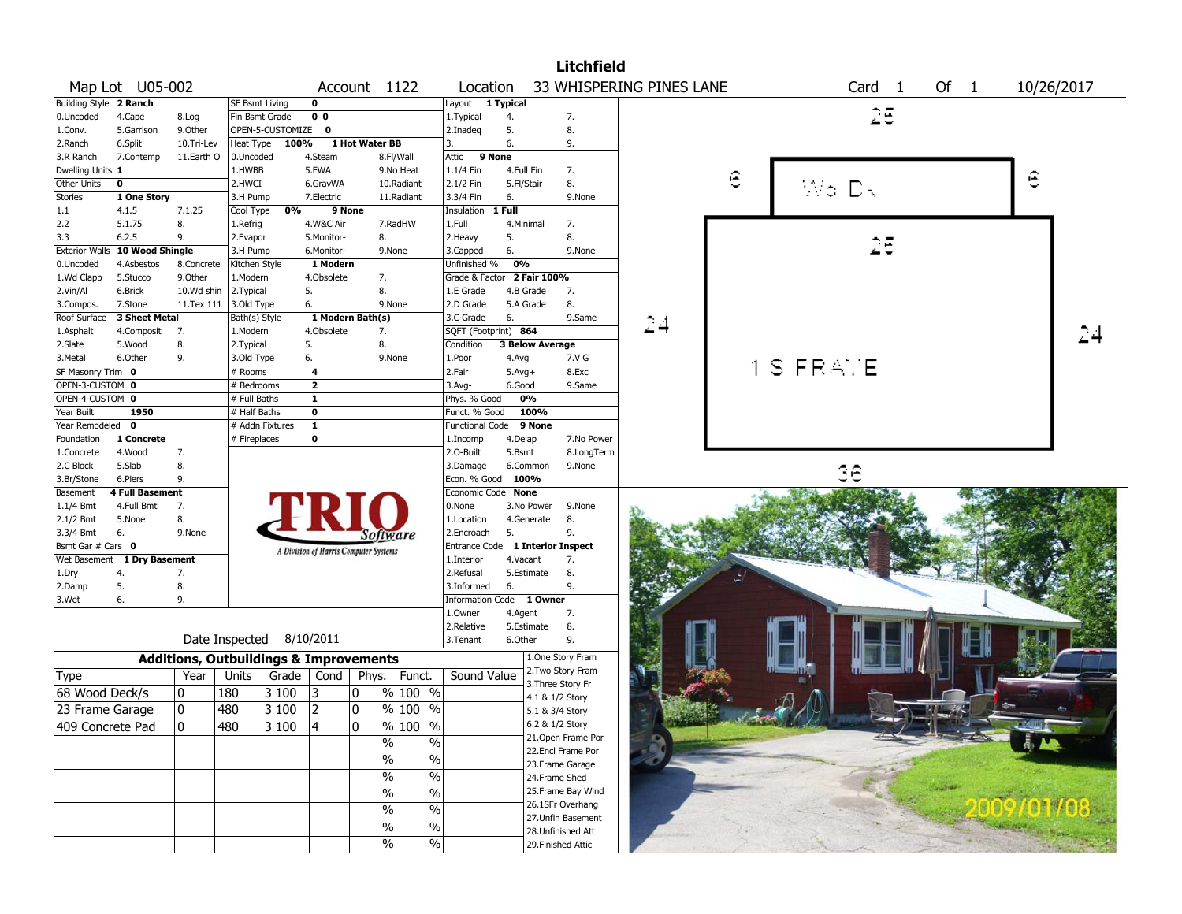# Litchfield

| Map Lot | U05-002 | Account | 1122 | Location | 33 WHISPERING PINES LANE | Card 1 | Of 1 | 10/26/2017 |
|---|---|---|---|---|---|---|---|---|

| Building Style | 2 Ranch | | SF Bsmt Living | 0 | | Layout | 1 Typical | |
|---|---|---|---|---|---|---|---|---|
| 0.Uncoded | 4.Cape | 8.Log | Fin Bsmt Grade | 0 0 | | 1.Typical | 4. | 7. |
| 1.Conv. | 5.Garrison | 9.Other | OPEN-5-CUSTOMIZE | 0 | | 2.Inadeq | 5. | 8. |
| 2.Ranch | 6.Split | 10.Tri-Lev | Heat Type | 100% | 1 Hot Water BB | 3. | 6. | 9. |
| 3.R Ranch | 7.Contemp | 11.Earth O | 0.Uncoded | 4.Steam | 8.Fl/Wall | Attic | 9 None | |
| Dwelling Units | 1 | | 1.HWBB | 5.FWA | 9.No Heat | 1.1/4 Fin | 4.Full Fin | 7. |
| Other Units | 0 | | 2.HWCI | 6.GravWA | 10.Radiant | 2.1/2 Fin | 5.Fl/Stair | 8. |
| Stories | 1 One Story | | 3.H Pump | 7.Electric | 11.Radiant | 3.3/4 Fin | 6. | 9.None |
| 1.1 | 4.1.5 | 7.1.25 | Cool Type | 0% | 9 None | Insulation | 1 Full | |
| 2.2 | 5.1.75 | 8. | 1.Refrig | 4.W&C Air | 7.RadHW | 1.Full | 4.Minimal | 7. |
| 3.3 | 6.2.5 | 9. | 2.Evapor | 5.Monitor- | 8. | 2.Heavy | 5. | 8. |
| Exterior Walls | 10 Wood Shingle | | 3.H Pump | 6.Monitor- | 9.None | 3.Capped | 6. | 9.None |
| 0.Uncoded | 4.Asbestos | 8.Concrete | Kitchen Style | 1 Modern | | Unfinished % | 0% | |
| 1.Wd Clapb | 5.Stucco | 9.Other | 1.Modern | 4.Obsolete | 7. | Grade & Factor | 2 Fair 100% | |
| 2.Vin/Al | 6.Brick | 10.Wd shin | 2.Typical | 5. | 8. | 1.E Grade | 4.B Grade | 7. |
| 3.Compos. | 7.Stone | 11.Tex 111 | 3.Old Type | 6. | 9.None | 2.D Grade | 5.A Grade | 8. |
| Roof Surface | 3 Sheet Metal | | Bath(s) Style | 1 Modern Bath(s) | | 3.C Grade | 6. | 9.Same |
| 1.Asphalt | 4.Composit | 7. | 1.Modern | 4.Obsolete | 7. | SQFT (Footprint) | 864 | |
| 2.Slate | 5.Wood | 8. | 2.Typical | 5. | 8. | Condition | 3 Below Average | |
| 3.Metal | 6.Other | 9. | 3.Old Type | 6. | 9.None | 1.Poor | 4.Avg | 7.V G |
| SF Masonry Trim | 0 | | # Rooms | 4 | | 2.Fair | 5.Avg+ | 8.Exc |
| OPEN-3-CUSTOM | 0 | | # Bedrooms | 2 | | 3.Avg- | 6.Good | 9.Same |
| OPEN-4-CUSTOM | 0 | | # Full Baths | 1 | | Phys. % Good | 0% | |
| Year Built | 1950 | | # Half Baths | 0 | | Funct. % Good | 100% | |
| Year Remodeled | 0 | | # Addn Fixtures | 1 | | Functional Code | 9 None | |
| Foundation | 1 Concrete | | # Fireplaces | 0 | | 1.Incomp | 4.Delap | 7.No Power |
| 1.Concrete | 4.Wood | 7. | | | | 2.O-Built | 5.Bsmt | 8.LongTerm |
| 2.C Block | 5.Slab | 8. | | | | 3.Damage | 6.Common | 9.None |
| 3.Br/Stone | 6.Piers | 9. | | | | Econ. % Good | 100% | |
| Basement | 4 Full Basement | | | | | Economic Code | None | |
| 1.1/4 Bmt | 4.Full Bmt | 7. | | | | 0.None | 3.No Power | 9.None |
| 2.1/2 Bmt | 5.None | 8. | | | | 1.Location | 4.Generate | 8. |
| 3.3/4 Bmt | 6. | 9.None | | | | 2.Encroach | 5. | 9. |
| Bsmt Gar # Cars | 0 | | | | | Entrance Code | 1 Interior Inspect | |
| Wet Basement | 1 Dry Basement | | | | | 1.Interior | 4.Vacant | 7. |
| 1.Dry | 4. | 7. | | | | 2.Refusal | 5.Estimate | 8. |
| 2.Damp | 5. | 8. | | | | 3.Informed | 6. | 9. |
| 3.Wet | 6. | 9. | | | | Information Code | 1 Owner | |
| | | | | | | 1.Owner | 4.Agent | 7. |
| | | | | | | 2.Relative | 5.Estimate | 8. |
| | | | | | | 3.Tenant | 6.Other | 9. |

TRIO Software — A Division of Harris Computer Systems

Date Inspected 8/10/2011

## Additions, Outbuildings & Improvements

| Type | Year | Units | Grade | Cond | Phys. | Funct. | Sound Value |
|---|---|---|---|---|---|---|---|
| 68 Wood Deck/s | 0 | 180 | 3 100 | 3 | 0 % | 100 % | |
| 23 Frame Garage | 0 | 480 | 3 100 | 2 | 0 % | 100 % | |
| 409 Concrete Pad | 0 | 480 | 3 100 | 4 | 0 % | 100 % | |
| | | | | | % | % | |
| | | | | | % | % | |
| | | | | | % | % | |
| | | | | | % | % | |
| | | | | | % | % | |
| | | | | | % | % | |
| | | | | | % | % | |

1.One Story Fram
2.Two Story Fram
3.Three Story Fr
4.1 & 1/2 Story
5.1 & 3/4 Story
6.2 & 1/2 Story
21.Open Frame Por
22.Encl Frame Por
23.Frame Garage
24.Frame Shed
25.Frame Bay Wind
26.1SFr Overhang
27.Unfin Basement
28.Unfinished Att
29.Finished Attic

Sketch: 25 / 6 / Wo Dk / 6 / 25 / 24 / 1S FRAME / 24 / 36

2009/01/08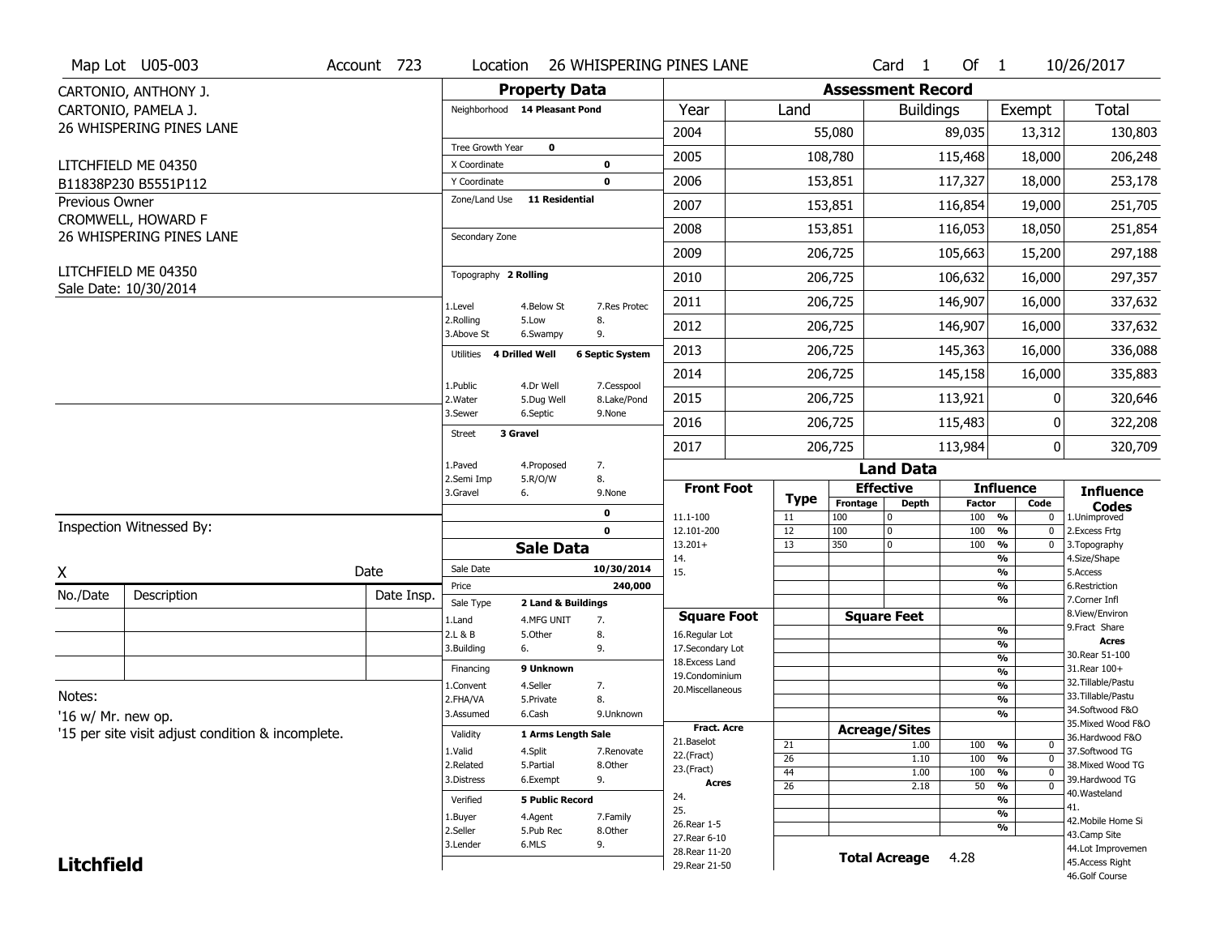Map Lot U05-003 | Account 723 | Location 26 WHISPERING PINES LANE | Card 1 Of 1 | 10/26/2017

CARTONIO, ANTHONY J.
CARTONIO, PAMELA J.
26 WHISPERING PINES LANE

LITCHFIELD ME 04350
B11838P230 B5551P112

Previous Owner
CROMWELL, HOWARD F
26 WHISPERING PINES LANE

LITCHFIELD ME 04350
Sale Date: 10/30/2014

## Property Data

Neighborhood **14 Pleasant Pond**

Tree Growth Year **0**
X Coordinate **0**
Y Coordinate **0**
Zone/Land Use **11 Residential**

Secondary Zone

Topography **2 Rolling**

1.Level 4.Below St 7.Res Protec
2.Rolling 5.Low 8.
3.Above St 6.Swampy 9.

Utilities **4 Drilled Well** **6 Septic System**

1.Public 4.Dr Well 7.Cesspool
2.Water 5.Dug Well 8.Lake/Pond
3.Sewer 6.Septic 9.None

Street **3 Gravel**

1.Paved 4.Proposed 7.
2.Semi Imp 5.R/O/W 8.
3.Gravel 6. 9.None

**0**
**0**

## Sale Data

| | |
|---|---|
| Sale Date | 10/30/2014 |
| Price | 240,000 |
| Sale Type | 2 Land & Buildings |

1.Land 4.MFG UNIT 7.
2.L & B 5.Other 8.
3.Building 6. 9.

Financing **9 Unknown**

1.Convent 4.Seller 7.
2.FHA/VA 5.Private 8.
3.Assumed 6.Cash 9.Unknown

Validity **1 Arms Length Sale**

1.Valid 4.Split 7.Renovate
2.Related 5.Partial 8.Other
3.Distress 6.Exempt 9.

Verified **5 Public Record**

1.Buyer 4.Agent 7.Family
2.Seller 5.Pub Rec 8.Other
3.Lender 6.MLS 9.

## Assessment Record

| Year | Land | Buildings | Exempt | Total |
|---|---|---|---|---|
| 2004 | 55,080 | 89,035 | 13,312 | 130,803 |
| 2005 | 108,780 | 115,468 | 18,000 | 206,248 |
| 2006 | 153,851 | 117,327 | 18,000 | 253,178 |
| 2007 | 153,851 | 116,854 | 19,000 | 251,705 |
| 2008 | 153,851 | 116,053 | 18,050 | 251,854 |
| 2009 | 206,725 | 105,663 | 15,200 | 297,188 |
| 2010 | 206,725 | 106,632 | 16,000 | 297,357 |
| 2011 | 206,725 | 146,907 | 16,000 | 337,632 |
| 2012 | 206,725 | 146,907 | 16,000 | 337,632 |
| 2013 | 206,725 | 145,363 | 16,000 | 336,088 |
| 2014 | 206,725 | 145,158 | 16,000 | 335,883 |
| 2015 | 206,725 | 113,921 | 0 | 320,646 |
| 2016 | 206,725 | 115,483 | 0 | 322,208 |
| 2017 | 206,725 | 113,984 | 0 | 320,709 |

## Land Data

| Front Foot | Type | Effective Frontage | Effective Depth | Influence Factor | Influence Code |
|---|---|---|---|---|---|
| 11.1-100 | 11 | 100 | 0 | 100 % | 0 |
| 12.101-200 | 12 | 100 | 0 | 100 % | 0 |
| 13.201+ | 13 | 350 | 0 | 100 % | 0 |
| 14. | | | | % | |
| 15. | | | | % | |

Square Foot: 16.Regular Lot, 17.Secondary Lot, 18.Excess Land, 19.Condominium, 20.Miscellaneous

Fract. Acre: 21.Baselot, 22.(Fract), 23.(Fract)
Acres: 24., 25., 26.Rear 1-5, 27.Rear 6-10, 28.Rear 11-20, 29.Rear 21-50

| Acreage/Sites Type | Acres | Factor | Code |
|---|---|---|---|
| 21 | 1.00 | 100 % | 0 |
| 26 | 1.10 | 100 % | 0 |
| 44 | 1.00 | 100 % | 0 |
| 26 | 2.18 | 50 % | 0 |

**Total Acreage** 4.28

**Influence Codes**
1.Unimproved
2.Excess Frtg
3.Topography
4.Size/Shape
5.Access
6.Restriction
7.Corner Infl
8.View/Environ
9.Fract Share
**Acres**
30.Rear 51-100
31.Rear 100+
32.Tillable/Pastu
33.Tillable/Pastu
34.Softwood F&O
35.Mixed Wood F&O
36.Hardwood F&O
37.Softwood TG
38.Mixed Wood TG
39.Hardwood TG
40.Wasteland
41.
42.Mobile Home Si
43.Camp Site
44.Lot Improvemen
45.Access Right
46.Golf Course

Inspection Witnessed By:

X Date

| No./Date | Description | Date Insp. |
|---|---|---|
| | | |
| | | |
| | | |

Notes:
'16 w/ Mr. new op.
'15 per site visit adjust condition & incomplete.

**Litchfield**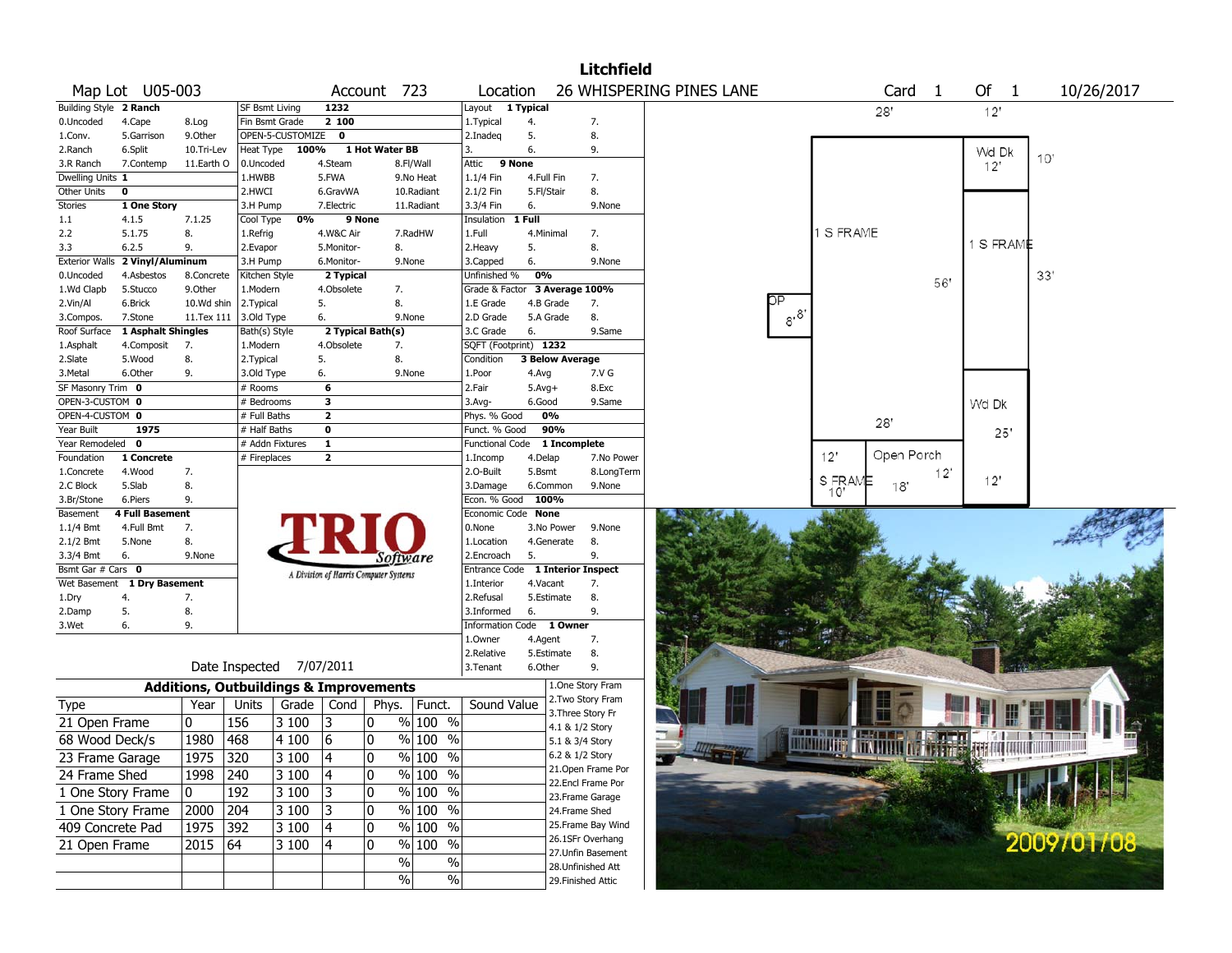# Litchfield

**Map Lot** U05-003 | **Account** 723 | **Location** 26 WHISPERING PINES LANE | **Card** 1 **Of** 1 | 10/26/2017

| Field | Value | Options | | |
|---|---|---|---|---|
| Building Style | 2 Ranch | 0.Uncoded, 1.Conv., 2.Ranch, 3.R Ranch | 4.Cape, 5.Garrison, 6.Split, 7.Contemp | 8.Log, 9.Other, 10.Tri-Lev, 11.Earth O |
| Dwelling Units | 1 | | | |
| Other Units | 0 | | | |
| Stories | 1 One Story | 1.1, 2.2, 3.3 | 4.1.5, 5.1.75, 6.2.5 | 7.1.25, 8., 9. |
| Exterior Walls | 2 Vinyl/Aluminum | 0.Uncoded, 1.Wd Clapb, 2.Vin/Al, 3.Compos. | 4.Asbestos, 5.Stucco, 6.Brick, 7.Stone | 8.Concrete, 9.Other, 10.Wd shin, 11.Tex 111 |
| Roof Surface | 1 Asphalt Shingles | 1.Asphalt, 2.Slate, 3.Metal | 4.Composit, 5.Wood, 6.Other | 7., 8., 9. |
| SF Masonry Trim | 0 | | | |
| OPEN-3-CUSTOM | 0 | | | |
| OPEN-4-CUSTOM | 0 | | | |
| Year Built | 1975 | | | |
| Year Remodeled | 0 | | | |
| Foundation | 1 Concrete | 1.Concrete, 2.C Block, 3.Br/Stone | 4.Wood, 5.Slab, 6.Piers | 7., 8., 9. |
| Basement | 4 Full Basement | 1.1/4 Bmt, 2.1/2 Bmt, 3.3/4 Bmt | 4.Full Bmt, 5.None, 6. | 7., 8., 9.None |
| Bsmt Gar # Cars | 0 | | | |
| Wet Basement | 1 Dry Basement | 1.Dry, 2.Damp, 3.Wet | 4., 5., 6. | 7., 8., 9. |

| Field | Value | Options | | |
|---|---|---|---|---|
| SF Bsmt Living | 1232 | | | |
| Fin Bsmt Grade | 2 100 | | | |
| OPEN-5-CUSTOMIZE | 0 | | | |
| Heat Type | 100% 1 Hot Water BB | 0.Uncoded, 1.HWBB, 2.HWCI, 3.H Pump | 4.Steam, 5.FWA, 6.GravWA, 7.Electric | 8.Fl/Wall, 9.No Heat, 10.Radiant, 11.Radiant |
| Cool Type | 0% 9 None | 1.Refrig, 2.Evapor, 3.H Pump | 4.W&C Air, 5.Monitor-, 6.Monitor- | 7.RadHW, 8., 9.None |
| Kitchen Style | 2 Typical | 1.Modern, 2.Typical, 3.Old Type | 4.Obsolete, 5., 6. | 7., 8., 9.None |
| Bath(s) Style | 2 Typical Bath(s) | 1.Modern, 2.Typical, 3.Old Type | 4.Obsolete, 5., 6. | 7., 8., 9.None |
| # Rooms | 6 | | | |
| # Bedrooms | 3 | | | |
| # Full Baths | 2 | | | |
| # Half Baths | 0 | | | |
| # Addn Fixtures | 1 | | | |
| # Fireplaces | 2 | | | |

| Field | Value | Options | | |
|---|---|---|---|---|
| Layout | 1 Typical | 1.Typical, 2.Inadeq, 3. | 4., 5., 6. | 7., 8., 9. |
| Attic | 9 None | 1.1/4 Fin, 2.1/2 Fin, 3.3/4 Fin | 4.Full Fin, 5.Fl/Stair, 6. | 7., 8., 9.None |
| Insulation | 1 Full | 1.Full, 2.Heavy, 3.Capped | 4.Minimal, 5., 6. | 7., 8., 9.None |
| Unfinished % | 0% | | | |
| Grade & Factor | 3 Average 100% | 1.E Grade, 2.D Grade, 3.C Grade | 4.B Grade, 5.A Grade, 6. | 7., 8., 9.Same |
| SQFT (Footprint) | 1232 | | | |
| Condition | 3 Below Average | 1.Poor, 2.Fair, 3.Avg- | 4.Avg, 5.Avg+, 6.Good | 7.V G, 8.Exc, 9.Same |
| Phys. % Good | 0% | | | |
| Funct. % Good | 90% | | | |
| Functional Code | 1 Incomplete | 1.Incomp, 2.O-Built, 3.Damage | 4.Delap, 5.Bsmt, 6.Common | 7.No Power, 8.LongTerm, 9.None |
| Econ. % Good | 100% | | | |
| Economic Code | None | 0.None, 1.Location, 2.Encroach | 3.No Power, 4.Generate, 5. | 9.None, 8., 9. |
| Entrance Code | 1 Interior Inspect | 1.Interior, 2.Refusal, 3.Informed | 4.Vacant, 5.Estimate, 6. | 7., 8., 9. |
| Information Code | 1 Owner | 1.Owner, 2.Relative, 3.Tenant | 4.Agent, 5.Estimate, 6.Other | 7., 8., 9. |

Date Inspected 7/07/2011

## Additions, Outbuildings & Improvements

| Type | Year | Units | Grade | Cond | Phys. | Funct. | Sound Value |
|---|---|---|---|---|---|---|---|
| 21 Open Frame | 0 | 156 | 3 100 | 3 | 0 % | 100 % | |
| 68 Wood Deck/s | 1980 | 468 | 4 100 | 6 | 0 % | 100 % | |
| 23 Frame Garage | 1975 | 320 | 3 100 | 4 | 0 % | 100 % | |
| 24 Frame Shed | 1998 | 240 | 3 100 | 4 | 0 % | 100 % | |
| 1 One Story Frame | 0 | 192 | 3 100 | 3 | 0 % | 100 % | |
| 1 One Story Frame | 2000 | 204 | 3 100 | 3 | 0 % | 100 % | |
| 409 Concrete Pad | 1975 | 392 | 3 100 | 4 | 0 % | 100 % | |
| 21 Open Frame | 2015 | 64 | 3 100 | 4 | 0 % | 100 % | |
| | | | | | % | % | |
| | | | | | % | % | |

1.One Story Fram, 2.Two Story Fram, 3.Three Story Fr, 4.1 & 1/2 Story, 5.1 & 3/4 Story, 6.2 & 1/2 Story, 21.Open Frame Por, 22.Encl Frame Por, 23.Frame Garage, 24.Frame Shed, 25.Frame Bay Wind, 26.1SFr Overhang, 27.Unfin Basement, 28.Unfinished Att, 29.Finished Attic

Sketch labels: 28', 12', Wd Dk 12', 10', 1 S FRAME, 56', 1 S FRAME, 33', OP 8' 8', Wd Dk, 28', 25', 12', Open Porch, 12', S FRAME 10', 18', 12'

2009/01/08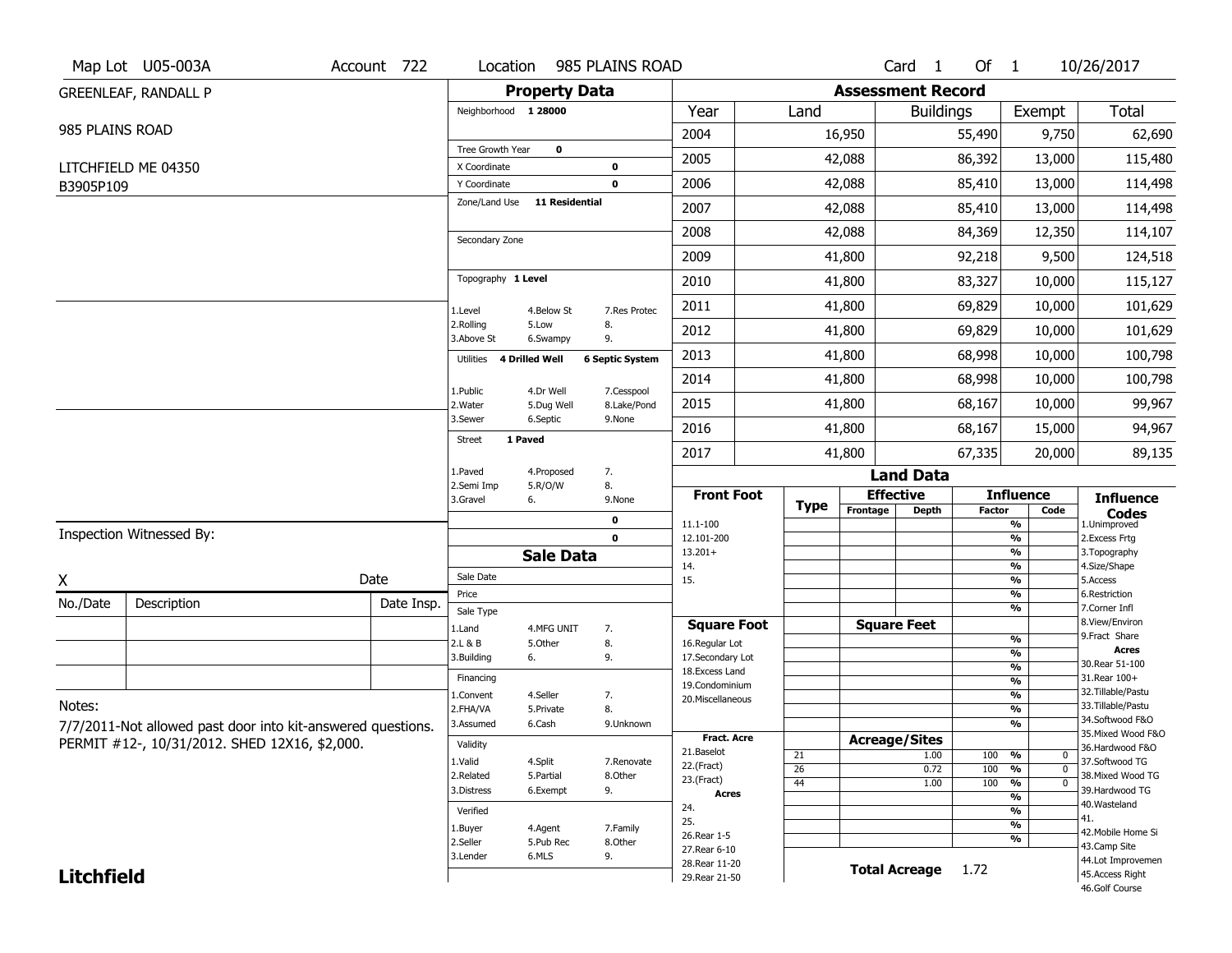Map Lot U05-003A | Account 722 | Location 985 PLAINS ROAD | Card 1 Of 1 | 10/26/2017

GREENLEAF, RANDALL P

985 PLAINS ROAD

LITCHFIELD ME 04350

B3905P109

## Property Data

Neighborhood **1 28000**

Tree Growth Year **0**

X Coordinate **0**

Y Coordinate **0**

Zone/Land Use **11 Residential**

Secondary Zone

Topography **1 Level**

| | | |
|---|---|---|
| 1.Level | 4.Below St | 7.Res Protec |
| 2.Rolling | 5.Low | 8. |
| 3.Above St | 6.Swampy | 9. |

Utilities **4 Drilled Well** **6 Septic System**

| | | |
|---|---|---|
| 1.Public | 4.Dr Well | 7.Cesspool |
| 2.Water | 5.Dug Well | 8.Lake/Pond |
| 3.Sewer | 6.Septic | 9.None |

Street **1 Paved**

| | | |
|---|---|---|
| 1.Paved | 4.Proposed | 7. |
| 2.Semi Imp | 5.R/O/W | 8. |
| 3.Gravel | 6. | 9.None |

0

0

## Sale Data

Sale Date

Price

Sale Type

| | | |
|---|---|---|
| 1.Land | 4.MFG UNIT | 7. |
| 2.L & B | 5.Other | 8. |
| 3.Building | 6. | 9. |

Financing

| | | |
|---|---|---|
| 1.Convent | 4.Seller | 7. |
| 2.FHA/VA | 5.Private | 8. |
| 3.Assumed | 6.Cash | 9.Unknown |

Validity

| | | |
|---|---|---|
| 1.Valid | 4.Split | 7.Renovate |
| 2.Related | 5.Partial | 8.Other |
| 3.Distress | 6.Exempt | 9. |

Verified

| | | |
|---|---|---|
| 1.Buyer | 4.Agent | 7.Family |
| 2.Seller | 5.Pub Rec | 8.Other |
| 3.Lender | 6.MLS | 9. |

## Assessment Record

| Year | Land | Buildings | Exempt | Total |
|---|---|---|---|---|
| 2004 | 16,950 | 55,490 | 9,750 | 62,690 |
| 2005 | 42,088 | 86,392 | 13,000 | 115,480 |
| 2006 | 42,088 | 85,410 | 13,000 | 114,498 |
| 2007 | 42,088 | 85,410 | 13,000 | 114,498 |
| 2008 | 42,088 | 84,369 | 12,350 | 114,107 |
| 2009 | 41,800 | 92,218 | 9,500 | 124,518 |
| 2010 | 41,800 | 83,327 | 10,000 | 115,127 |
| 2011 | 41,800 | 69,829 | 10,000 | 101,629 |
| 2012 | 41,800 | 69,829 | 10,000 | 101,629 |
| 2013 | 41,800 | 68,998 | 10,000 | 100,798 |
| 2014 | 41,800 | 68,998 | 10,000 | 100,798 |
| 2015 | 41,800 | 68,167 | 10,000 | 99,967 |
| 2016 | 41,800 | 68,167 | 15,000 | 94,967 |
| 2017 | 41,800 | 67,335 | 20,000 | 89,135 |

## Land Data

| Front Foot | Type | Effective Frontage | Effective Depth | Influence Factor | Influence Code |
|---|---|---|---|---|---|
| 11.1-100 | | | | % | |
| 12.101-200 | | | | % | |
| 13.201+ | | | | % | |
| 14. | | | | % | |
| 15. | | | | % | |
| | | | | % | |
| | | | | % | |

| Square Foot | Square Feet | | |
|---|---|---|---|
| 16.Regular Lot | | % | |
| 17.Secondary Lot | | % | |
| 18.Excess Land | | % | |
| 19.Condominium | | % | |
| 20.Miscellaneous | | % | |
| | | % | |
| | | % | |

| Fract. Acre | Type | Acreage/Sites | Factor | Code |
|---|---|---|---|---|
| 21.Baselot | 21 | 1.00 | 100 % | 0 |
| 22.(Fract) | 26 | 0.72 | 100 % | 0 |
| 23.(Fract) | 44 | 1.00 | 100 % | 0 |
| **Acres** | | | % | |
| 24. | | | % | |
| 25. | | | % | |
| 26.Rear 1-5 | | | % | |
| 27.Rear 6-10 | | | | |
| 28.Rear 11-20 | | | | |
| 29.Rear 21-50 | | | | |

**Total Acreage** 1.72

**Influence Codes**

1.Unimproved
2.Excess Frtg
3.Topography
4.Size/Shape
5.Access
6.Restriction
7.Corner Infl
8.View/Environ
9.Fract Share

**Acres**

30.Rear 51-100
31.Rear 100+
32.Tillable/Pastu
33.Tillable/Pastu
34.Softwood F&O
35.Mixed Wood F&O
36.Hardwood F&O
37.Softwood TG
38.Mixed Wood TG
39.Hardwood TG
40.Wasteland
41.
42.Mobile Home Si
43.Camp Site
44.Lot Improvemen
45.Access Right
46.Golf Course

Inspection Witnessed By:

X _______________ Date

| No./Date | Description | Date Insp. |
|---|---|---|
| | | |
| | | |
| | | |

Notes:

7/7/2011-Not allowed past door into kit-answered questions. PERMIT #12-, 10/31/2012. SHED 12X16, $2,000.

**Litchfield**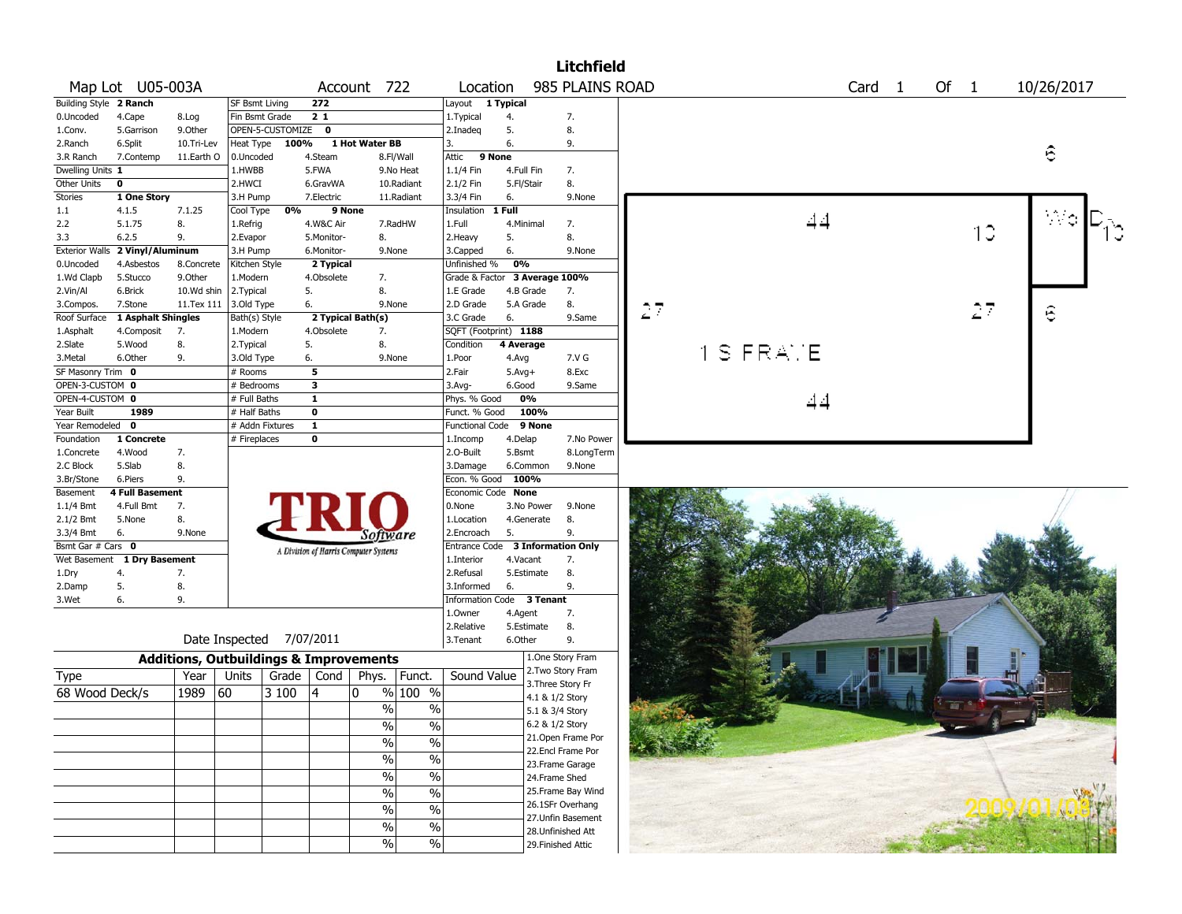# Litchfield

**Map Lot** U05-003A | **Account** 722 | **Location** 985 PLAINS ROAD | **Card** 1 **Of** 1 | 10/26/2017

| Building Style | 2 Ranch | | SF Bsmt Living | 272 | | | Layout | 1 Typical | |
|---|---|---|---|---|---|---|---|---|---|
| 0.Uncoded | 4.Cape | 8.Log | Fin Bsmt Grade | 2 1 | | | 1.Typical | 4. | 7. |
| 1.Conv. | 5.Garrison | 9.Other | OPEN-5-CUSTOMIZE | 0 | | | 2.Inadeq | 5. | 8. |
| 2.Ranch | 6.Split | 10.Tri-Lev | Heat Type | 100% | 1 Hot Water BB | | 3. | 6. | 9. |
| 3.R Ranch | 7.Contemp | 11.Earth O | 0.Uncoded | 4.Steam | 8.Fl/Wall | | Attic | 9 None | |
| Dwelling Units | 1 | | 1.HWBB | 5.FWA | 9.No Heat | | 1.1/4 Fin | 4.Full Fin | 7. |
| Other Units | 0 | | 2.HWCI | 6.GravWA | 10.Radiant | | 2.1/2 Fin | 5.Fl/Stair | 8. |
| Stories | 1 One Story | | 3.H Pump | 7.Electric | 11.Radiant | | 3.3/4 Fin | 6. | 9.None |
| 1.1 | 4.1.5 | 7.1.25 | Cool Type | 0% | 9 None | | Insulation | 1 Full | |
| 2.2 | 5.1.75 | 8. | 1.Refrig | 4.W&C Air | 7.RadHW | | 1.Full | 4.Minimal | 7. |
| 3.3 | 6.2.5 | 9. | 2.Evapor | 5.Monitor- | 8. | | 2.Heavy | 5. | 8. |
| Exterior Walls | 2 Vinyl/Aluminum | | 3.H Pump | 6.Monitor- | 9.None | | 3.Capped | 6. | 9.None |
| 0.Uncoded | 4.Asbestos | 8.Concrete | Kitchen Style | 2 Typical | | | Unfinished % | 0% | |
| 1.Wd Clapb | 5.Stucco | 9.Other | 1.Modern | 4.Obsolete | 7. | | Grade & Factor | 3 Average 100% | |
| 2.Vin/Al | 6.Brick | 10.Wd shin | 2.Typical | 5. | 8. | | 1.E Grade | 4.B Grade | 7. |
| 3.Compos. | 7.Stone | 11.Tex 111 | 3.Old Type | 6. | 9.None | | 2.D Grade | 5.A Grade | 8. |
| Roof Surface | 1 Asphalt Shingles | | Bath(s) Style | 2 Typical Bath(s) | | | 3.C Grade | 6. | 9.Same |
| 1.Asphalt | 4.Composit | 7. | 1.Modern | 4.Obsolete | 7. | | SQFT (Footprint) | 1188 | |
| 2.Slate | 5.Wood | 8. | 2.Typical | 5. | 8. | | Condition | 4 Average | |
| 3.Metal | 6.Other | 9. | 3.Old Type | 6. | 9.None | | 1.Poor | 4.Avg | 7.V G |
| SF Masonry Trim | 0 | | # Rooms | 5 | | | 2.Fair | 5.Avg+ | 8.Exc |
| OPEN-3-CUSTOM | 0 | | # Bedrooms | 3 | | | 3.Avg- | 6.Good | 9.Same |
| OPEN-4-CUSTOM | 0 | | # Full Baths | 1 | | | Phys. % Good | 0% | |
| Year Built | 1989 | | # Half Baths | 0 | | | Funct. % Good | 100% | |
| Year Remodeled | 0 | | # Addn Fixtures | 1 | | | Functional Code | 9 None | |
| Foundation | 1 Concrete | | # Fireplaces | 0 | | | 1.Incomp | 4.Delap | 7.No Power |
| 1.Concrete | 4.Wood | 7. | | | | | 2.O-Built | 5.Bsmt | 8.LongTerm |
| 2.C Block | 5.Slab | 8. | | | | | 3.Damage | 6.Common | 9.None |
| 3.Br/Stone | 6.Piers | 9. | | | | | Econ. % Good | 100% | |
| Basement | 4 Full Basement | | | | | | Economic Code | None | |
| 1.1/4 Bmt | 4.Full Bmt | 7. | | | | | 0.None | 3.No Power | 9.None |
| 2.1/2 Bmt | 5.None | 8. | | | | | 1.Location | 4.Generate | 8. |
| 3.3/4 Bmt | 6. | 9.None | | | | | 2.Encroach | 5. | 9. |
| Bsmt Gar # Cars | 0 | | | | | | Entrance Code | 3 Information Only | |
| Wet Basement | 1 Dry Basement | | | | | | 1.Interior | 4.Vacant | 7. |
| 1.Dry | 4. | 7. | | | | | 2.Refusal | 5.Estimate | 8. |
| 2.Damp | 5. | 8. | | | | | 3.Informed | 6. | 9. |
| 3.Wet | 6. | 9. | | | | | Information Code | 3 Tenant | |
| | | | | | | | 1.Owner | 4.Agent | 7. |
| | | | | | | | 2.Relative | 5.Estimate | 8. |
| | | | | | | | 3.Tenant | 6.Other | 9. |

TRIO Software — A Division of Harris Computer Systems

Date Inspected 7/07/2011

## Additions, Outbuildings & Improvements

| Type | Year | Units | Grade | Cond | Phys. | Funct. | Sound Value |
|---|---|---|---|---|---|---|---|
| 68 Wood Deck/s | 1989 | 60 | 3 100 | 4 | 0 % | 100 % | |
| | | | | | % | % | |
| | | | | | % | % | |
| | | | | | % | % | |
| | | | | | % | % | |
| | | | | | % | % | |
| | | | | | % | % | |
| | | | | | % | % | |
| | | | | | % | % | |
| | | | | | % | % | |

1.One Story Fram
2.Two Story Fram
3.Three Story Fr
4.1 & 1/2 Story
5.1 & 3/4 Story
6.2 & 1/2 Story
21.Open Frame Por
22.Encl Frame Por
23.Frame Garage
24.Frame Shed
25.Frame Bay Wind
26.1SFr Overhang
27.Unfin Basement
28.Unfinished Att
29.Finished Attic

Sketch: 1S FRAME 44 x 27; WD 10 x 6

2009/01/08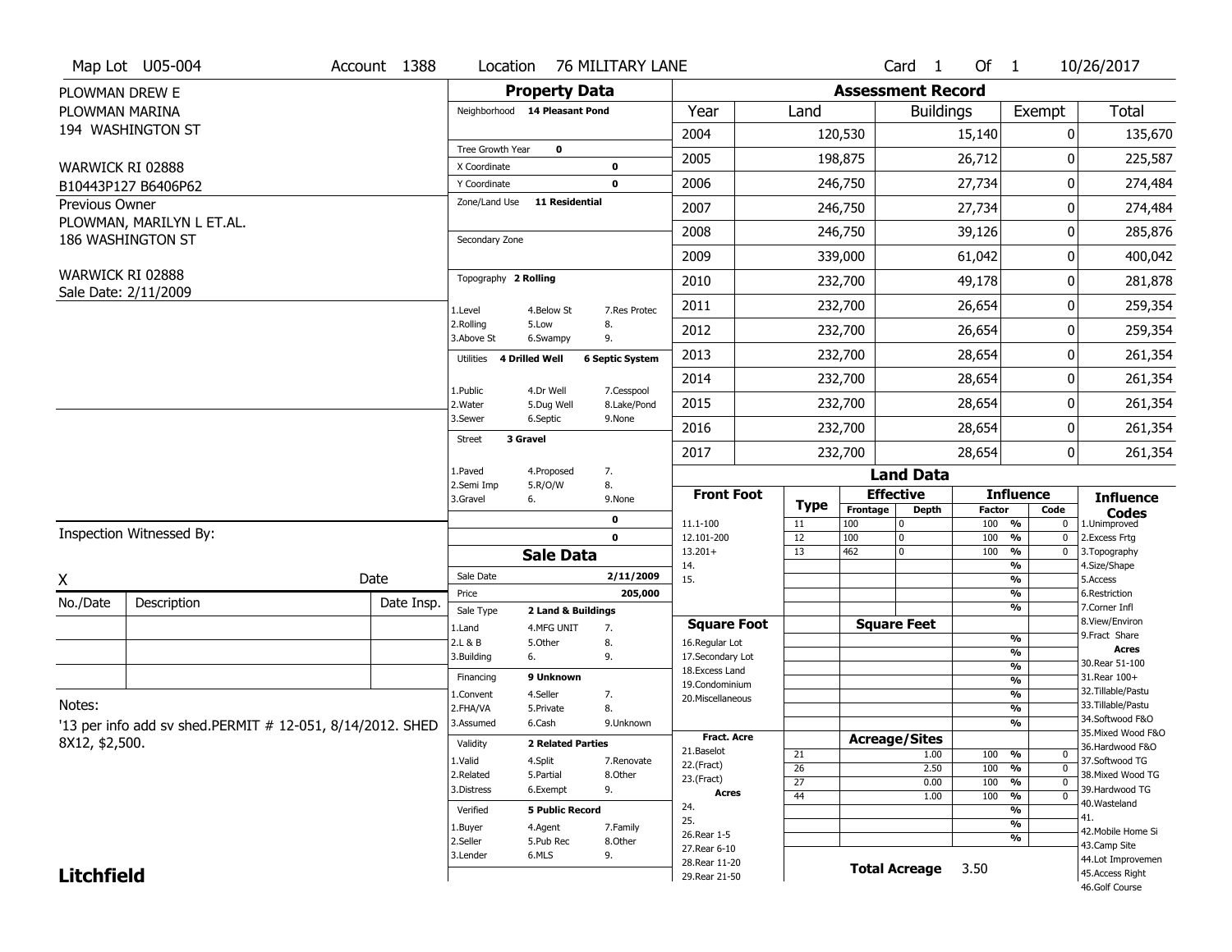Map Lot U05-004 | Account 1388 | Location 76 MILITARY LANE | Card 1 Of 1 | 10/26/2017

PLOWMAN DREW E
PLOWMAN MARINA
194 WASHINGTON ST

WARWICK RI 02888
B10443P127 B6406P62

Previous Owner
PLOWMAN, MARILYN L ET.AL.
186 WASHINGTON ST

WARWICK RI 02888
Sale Date: 2/11/2009

## Property Data

| | | |
|---|---|---|
| Neighborhood | 14 Pleasant Pond | |
| Tree Growth Year | 0 | |
| X Coordinate | | 0 |
| Y Coordinate | | 0 |
| Zone/Land Use | 11 Residential | |
| Secondary Zone | | |
| Topography | 2 Rolling | |
| 1.Level | 4.Below St | 7.Res Protec |
| 2.Rolling | 5.Low | 8. |
| 3.Above St | 6.Swampy | 9. |
| Utilities | 4 Drilled Well | 6 Septic System |
| 1.Public | 4.Dr Well | 7.Cesspool |
| 2.Water | 5.Dug Well | 8.Lake/Pond |
| 3.Sewer | 6.Septic | 9.None |
| Street | 3 Gravel | |
| 1.Paved | 4.Proposed | 7. |
| 2.Semi Imp | 5.R/O/W | 8. |
| 3.Gravel | 6. | 9.None |
| | | 0 |
| | | 0 |

## Sale Data

| | | |
|---|---|---|
| Sale Date | | 2/11/2009 |
| Price | | 205,000 |
| Sale Type | 2 Land & Buildings | |
| 1.Land | 4.MFG UNIT | 7. |
| 2.L & B | 5.Other | 8. |
| 3.Building | 6. | 9. |
| Financing | 9 Unknown | |
| 1.Convent | 4.Seller | 7. |
| 2.FHA/VA | 5.Private | 8. |
| 3.Assumed | 6.Cash | 9.Unknown |
| Validity | 2 Related Parties | |
| 1.Valid | 4.Split | 7.Renovate |
| 2.Related | 5.Partial | 8.Other |
| 3.Distress | 6.Exempt | 9. |
| Verified | 5 Public Record | |
| 1.Buyer | 4.Agent | 7.Family |
| 2.Seller | 5.Pub Rec | 8.Other |
| 3.Lender | 6.MLS | 9. |

## Assessment Record

| Year | Land | Buildings | Exempt | Total |
|---|---|---|---|---|
| 2004 | 120,530 | 15,140 | 0 | 135,670 |
| 2005 | 198,875 | 26,712 | 0 | 225,587 |
| 2006 | 246,750 | 27,734 | 0 | 274,484 |
| 2007 | 246,750 | 27,734 | 0 | 274,484 |
| 2008 | 246,750 | 39,126 | 0 | 285,876 |
| 2009 | 339,000 | 61,042 | 0 | 400,042 |
| 2010 | 232,700 | 49,178 | 0 | 281,878 |
| 2011 | 232,700 | 26,654 | 0 | 259,354 |
| 2012 | 232,700 | 26,654 | 0 | 259,354 |
| 2013 | 232,700 | 28,654 | 0 | 261,354 |
| 2014 | 232,700 | 28,654 | 0 | 261,354 |
| 2015 | 232,700 | 28,654 | 0 | 261,354 |
| 2016 | 232,700 | 28,654 | 0 | 261,354 |
| 2017 | 232,700 | 28,654 | 0 | 261,354 |

## Land Data

| Front Foot | Type | Effective Frontage | Effective Depth | Influence Factor | Influence Code |
|---|---|---|---|---|---|
| 11.1-100 | 11 | 100 | 0 | 100 % | 0 |
| 12.101-200 | 12 | 100 | 0 | 100 % | 0 |
| 13.201+ | 13 | 462 | 0 | 100 % | 0 |
| 14. | | | | % | |
| 15. | | | | % | |

| Square Foot | Type | Square Feet | Influence Factor | Influence Code |
|---|---|---|---|---|
| 16.Regular Lot | | | % | |
| 17.Secondary Lot | | | % | |
| 18.Excess Land | | | % | |
| 19.Condominium | | | % | |
| 20.Miscellaneous | | | % | |

| Fract. Acre | Type | Acreage/Sites | Influence Factor | Influence Code |
|---|---|---|---|---|
| 21.Baselot | 21 | 1.00 | 100 % | 0 |
| 22.(Fract) | 26 | 2.50 | 100 % | 0 |
| 23.(Fract) | 27 | 0.00 | 100 % | 0 |
| **Acres** | 44 | 1.00 | 100 % | 0 |
| 24. | | | % | |
| 25. | | | % | |
| 26.Rear 1-5 | | | % | |
| 27.Rear 6-10 | | | | |
| 28.Rear 11-20 | | | | |
| 29.Rear 21-50 | | | | |

**Total Acreage** 3.50

**Influence Codes**
1.Unimproved
2.Excess Frtg
3.Topography
4.Size/Shape
5.Access
6.Restriction
7.Corner Infl
8.View/Environ
9.Fract Share
**Acres**
30.Rear 51-100
31.Rear 100+
32.Tillable/Pastu
33.Tillable/Pastu
34.Softwood F&O
35.Mixed Wood F&O
36.Hardwood F&O
37.Softwood TG
38.Mixed Wood TG
39.Hardwood TG
40.Wasteland
41.
42.Mobile Home Si
43.Camp Site
44.Lot Improvemen
45.Access Right
46.Golf Course

Inspection Witnessed By:

X &nbsp;&nbsp;&nbsp;&nbsp;&nbsp;&nbsp;&nbsp;&nbsp; Date

| No./Date | Description | Date Insp. |
|---|---|---|
| | | |
| | | |
| | | |

Notes:
'13 per info add sv shed.PERMIT # 12-051, 8/14/2012. SHED 8X12, $2,500.

**Litchfield**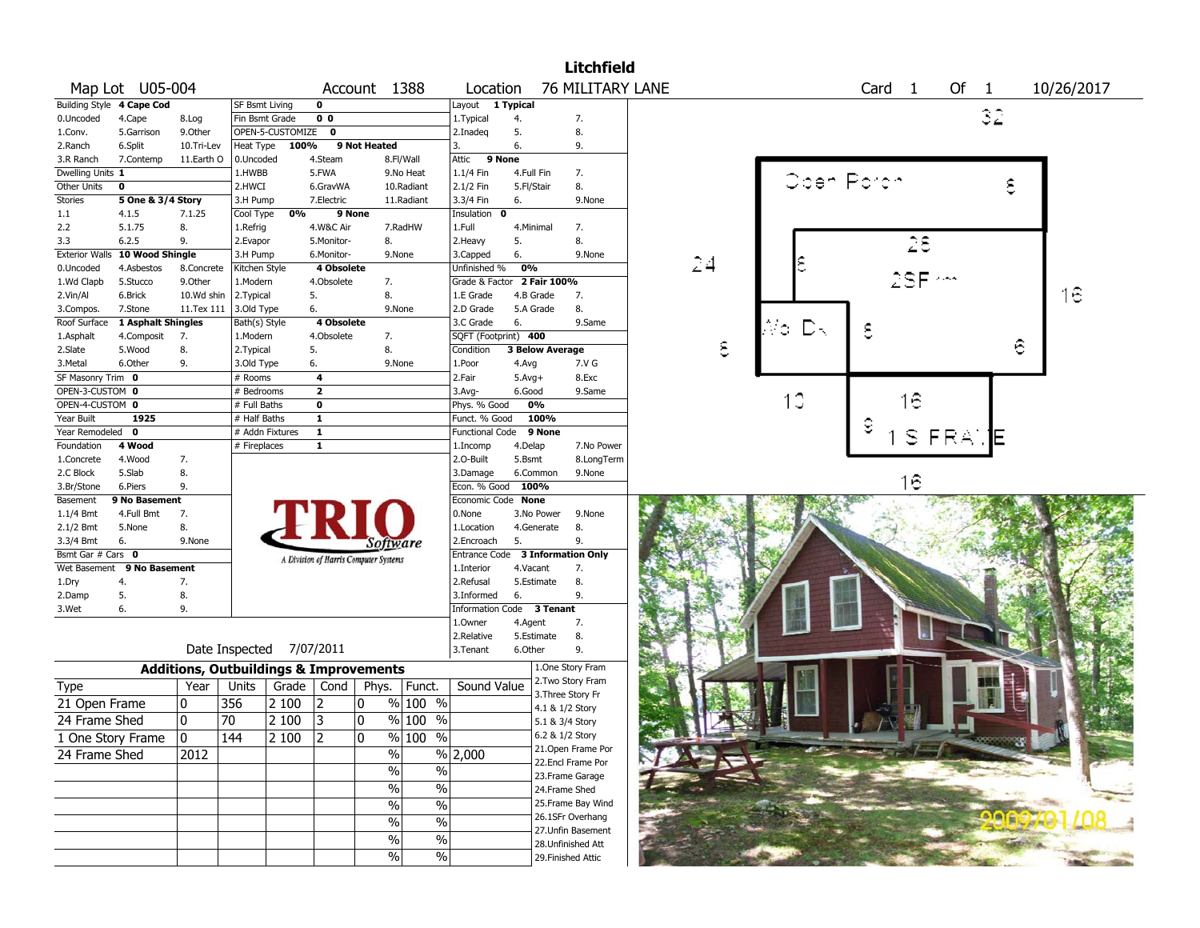# Litchfield

**Map Lot** U05-004 **Account** 1388 **Location** 76 MILITARY LANE **Card** 1 **Of** 1 10/26/2017

| Field | Value | Options | | |
|---|---|---|---|---|
| Building Style | 4 Cape Cod | 0.Uncoded, 1.Conv., 2.Ranch, 3.R Ranch | 4.Cape, 5.Garrison, 6.Split, 7.Contemp | 8.Log, 9.Other, 10.Tri-Lev, 11.Earth O |
| Dwelling Units | 1 | | | |
| Other Units | 0 | | | |
| Stories | 5 One & 3/4 Story | 1.1, 2.2, 3.3 | 4.1.5, 5.1.75, 6.2.5 | 7.1.25, 8., 9. |
| Exterior Walls | 10 Wood Shingle | 0.Uncoded, 1.Wd Clapb, 2.Vin/Al, 3.Compos. | 4.Asbestos, 5.Stucco, 6.Brick, 7.Stone | 8.Concrete, 9.Other, 10.Wd shin, 11.Tex 111 |
| Roof Surface | 1 Asphalt Shingles | 1.Asphalt, 2.Slate, 3.Metal | 4.Composit, 5.Wood, 6.Other | 7., 8., 9. |
| SF Masonry Trim | 0 | | | |
| OPEN-3-CUSTOM | 0 | | | |
| OPEN-4-CUSTOM | 0 | | | |
| Year Built | 1925 | | | |
| Year Remodeled | 0 | | | |
| Foundation | 4 Wood | 1.Concrete, 2.C Block, 3.Br/Stone | 4.Wood, 5.Slab, 6.Piers | 7., 8., 9. |
| Basement | 9 No Basement | 1.1/4 Bmt, 2.1/2 Bmt, 3.3/4 Bmt | 4.Full Bmt, 5.None, 6. | 7., 8., 9.None |
| Bsmt Gar # Cars | 0 | | | |
| Wet Basement | 9 No Basement | 1.Dry, 2.Damp, 3.Wet | 4., 5., 6. | 7., 8., 9. |

| Field | Value | Options | | |
|---|---|---|---|---|
| SF Bsmt Living | 0 | | | |
| Fin Bsmt Grade | 0 0 | | | |
| OPEN-5-CUSTOMIZE | 0 | | | |
| Heat Type | 100% 9 Not Heated | 0.Uncoded, 1.HWBB, 2.HWCI, 3.H Pump | 4.Steam, 5.FWA, 6.GravWA, 7.Electric | 8.Fl/Wall, 9.No Heat, 10.Radiant, 11.Radiant |
| Cool Type | 0% 9 None | 1.Refrig, 2.Evapor, 3.H Pump | 4.W&C Air, 5.Monitor-, 6.Monitor- | 7.RadHW, 8., 9.None |
| Kitchen Style | 4 Obsolete | 1.Modern, 2.Typical, 3.Old Type | 4.Obsolete, 5., 6. | 7., 8., 9.None |
| Bath(s) Style | 4 Obsolete | 1.Modern, 2.Typical, 3.Old Type | 4.Obsolete, 5., 6. | 7., 8., 9.None |
| # Rooms | 4 | | | |
| # Bedrooms | 2 | | | |
| # Full Baths | 0 | | | |
| # Half Baths | 1 | | | |
| # Addn Fixtures | 1 | | | |
| # Fireplaces | 1 | | | |

| Field | Value | Options | | |
|---|---|---|---|---|
| Layout | 1 Typical | 1.Typical, 2.Inadeq, 3. | 4., 5., 6. | 7., 8., 9. |
| Attic | 9 None | 1.1/4 Fin, 2.1/2 Fin, 3.3/4 Fin | 4.Full Fin, 5.Fl/Stair, 6. | 7., 8., 9.None |
| Insulation | 0 | 1.Full, 2.Heavy, 3.Capped | 4.Minimal, 5., 6. | 7., 8., 9.None |
| Unfinished % | 0% | | | |
| Grade & Factor | 2 Fair 100% | 1.E Grade, 2.D Grade, 3.C Grade | 4.B Grade, 5.A Grade, 6. | 7., 8., 9.Same |
| SQFT (Footprint) | 400 | | | |
| Condition | 3 Below Average | 1.Poor, 2.Fair, 3.Avg- | 4.Avg, 5.Avg+, 6.Good | 7.V G, 8.Exc, 9.Same |
| Phys. % Good | 0% | | | |
| Funct. % Good | 100% | | | |
| Functional Code | 9 None | 1.Incomp, 2.O-Built, 3.Damage | 4.Delap, 5.Bsmt, 6.Common | 7.No Power, 8.LongTerm, 9.None |
| Econ. % Good | 100% | | | |
| Economic Code | None | 0.None, 1.Location, 2.Encroach | 3.No Power, 4.Generate, 5. | 9.None, 8., 9. |
| Entrance Code | 3 Information Only | 1.Interior, 2.Refusal, 3.Informed | 4.Vacant, 5.Estimate, 6. | 7., 8., 9. |
| Information Code | 3 Tenant | 1.Owner, 2.Relative, 3.Tenant | 4.Agent, 5.Estimate, 6.Other | 7., 8., 9. |

Date Inspected 7/07/2011

TRIO Software — A Division of Harris Computer Systems

## Additions, Outbuildings & Improvements

| Type | Year | Units | Grade | Cond | Phys. | Funct. | Sound Value |
|---|---|---|---|---|---|---|---|
| 21 Open Frame | 0 | 356 | 2 100 | 2 | 0 % | 100 % | |
| 24 Frame Shed | 0 | 70 | 2 100 | 3 | 0 % | 100 % | |
| 1 One Story Frame | 0 | 144 | 2 100 | 2 | 0 % | 100 % | |
| 24 Frame Shed | 2012 | | | | % | % | 2,000 |
| | | | | | % | % | |
| | | | | | % | % | |
| | | | | | % | % | |
| | | | | | % | % | |
| | | | | | % | % | |
| | | | | | % | % | |

1.One Story Fram, 2.Two Story Fram, 3.Three Story Fr, 4.1 & 1/2 Story, 5.1 & 3/4 Story, 6.2 & 1/2 Story, 21.Open Frame Por, 22.Encl Frame Por, 23.Frame Garage, 24.Frame Shed, 25.Frame Bay Wind, 26.1SFr Overhang, 27.Unfin Basement, 28.Unfinished Att, 29.Finished Attic

Sketch: Open Porch 32 x 8; 28 x 16 (2SFr); Wo Dk 8 x 10; 1S FRAME 16 x 16; dimensions 24, 8, 18, 6.

Photo date: 2009/01/08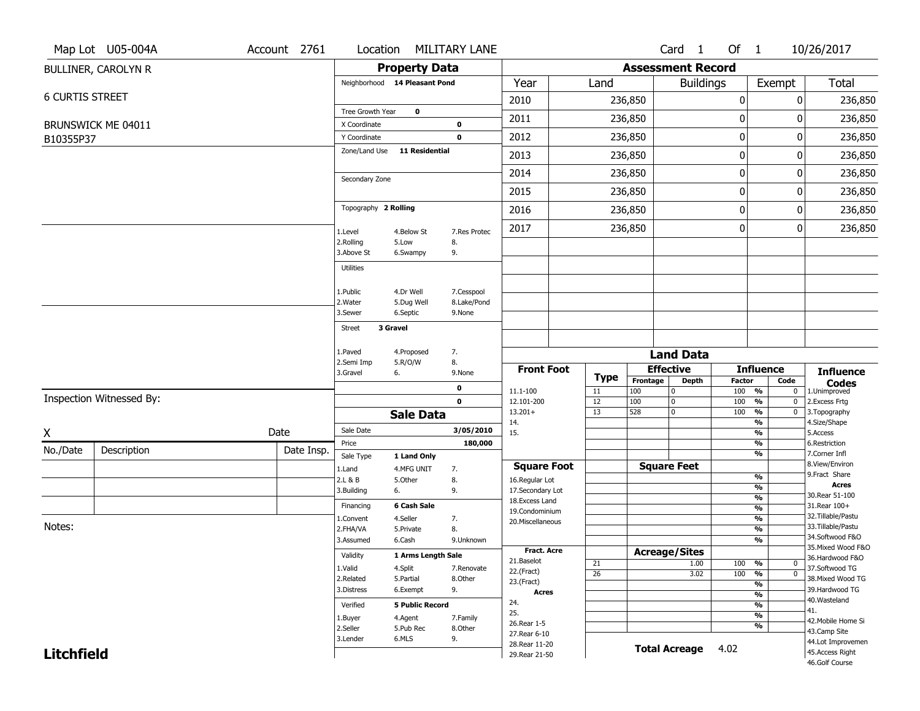Map Lot U05-004A | Account 2761 | Location MILITARY LANE | Card 1 Of 1 | 10/26/2017

BULLINER, CAROLYN R

6 CURTIS STREET

BRUNSWICK ME 04011

B10355P37

## Property Data

Neighborhood **14 Pleasant Pond**

Tree Growth Year **0**

X Coordinate **0**

Y Coordinate **0**

Zone/Land Use **11 Residential**

Secondary Zone

Topography **2 Rolling**

| | | |
|---|---|---|
| 1.Level | 4.Below St | 7.Res Protec |
| 2.Rolling | 5.Low | 8. |
| 3.Above St | 6.Swampy | 9. |

Utilities

| | | |
|---|---|---|
| 1.Public | 4.Dr Well | 7.Cesspool |
| 2.Water | 5.Dug Well | 8.Lake/Pond |
| 3.Sewer | 6.Septic | 9.None |

Street **3 Gravel**

| | | |
|---|---|---|
| 1.Paved | 4.Proposed | 7. |
| 2.Semi Imp | 5.R/O/W | 8. |
| 3.Gravel | 6. | 9.None |

**0**

**0**

## Sale Data

Sale Date **3/05/2010**

Price **180,000**

Sale Type **1 Land Only**

| | | |
|---|---|---|
| 1.Land | 4.MFG UNIT | 7. |
| 2.L & B | 5.Other | 8. |
| 3.Building | 6. | 9. |

Financing **6 Cash Sale**

| | | |
|---|---|---|
| 1.Convent | 4.Seller | 7. |
| 2.FHA/VA | 5.Private | 8. |
| 3.Assumed | 6.Cash | 9.Unknown |

Validity **1 Arms Length Sale**

| | | |
|---|---|---|
| 1.Valid | 4.Split | 7.Renovate |
| 2.Related | 5.Partial | 8.Other |
| 3.Distress | 6.Exempt | 9. |

Verified **5 Public Record**

| | | |
|---|---|---|
| 1.Buyer | 4.Agent | 7.Family |
| 2.Seller | 5.Pub Rec | 8.Other |
| 3.Lender | 6.MLS | 9. |

## Assessment Record

| Year | Land | Buildings | Exempt | Total |
|---|---|---|---|---|
| 2010 | 236,850 | 0 | 0 | 236,850 |
| 2011 | 236,850 | 0 | 0 | 236,850 |
| 2012 | 236,850 | 0 | 0 | 236,850 |
| 2013 | 236,850 | 0 | 0 | 236,850 |
| 2014 | 236,850 | 0 | 0 | 236,850 |
| 2015 | 236,850 | 0 | 0 | 236,850 |
| 2016 | 236,850 | 0 | 0 | 236,850 |
| 2017 | 236,850 | 0 | 0 | 236,850 |

## Land Data

| Front Foot | Type | Effective Frontage | Effective Depth | Influence Factor | Influence Code |
|---|---|---|---|---|---|
| 11.1-100 | 11 | 100 | 0 | 100 % | 0 |
| 12.101-200 | 12 | 100 | 0 | 100 % | 0 |
| 13.201+ | 13 | 528 | 0 | 100 % | 0 |
| 14. | | | | % | |
| 15. | | | | % | |

| Square Foot | Type | Square Feet | Influence Factor | Influence Code |
|---|---|---|---|---|
| 16.Regular Lot | | | % | |
| 17.Secondary Lot | | | % | |
| 18.Excess Land | | | % | |
| 19.Condominium | | | % | |
| 20.Miscellaneous | | | % | |

| Fract. Acre / Acres | Type | Acreage/Sites | Influence Factor | Influence Code |
|---|---|---|---|---|
| 21.Baselot | 21 | 1.00 | 100 % | 0 |
| 22.(Fract) | 26 | 3.02 | 100 % | 0 |
| 23.(Fract) | | | % | |
| 24. | | | % | |
| 25. | | | % | |
| 26.Rear 1-5 | | | % | |
| 27.Rear 6-10 | | | | |
| 28.Rear 11-20 | | | | |
| 29.Rear 21-50 | | | | |

**Total Acreage** 4.02

**Influence Codes**

1.Unimproved
2.Excess Frtg
3.Topography
4.Size/Shape
5.Access
6.Restriction
7.Corner Infl
8.View/Environ
9.Fract Share

**Acres**

30.Rear 51-100
31.Rear 100+
32.Tillable/Pastu
33.Tillable/Pastu
34.Softwood F&O
35.Mixed Wood F&O
36.Hardwood F&O
37.Softwood TG
38.Mixed Wood TG
39.Hardwood TG
40.Wasteland
41.
42.Mobile Home Si
43.Camp Site
44.Lot Improvemen
45.Access Right
46.Golf Course

Inspection Witnessed By:

X _______________ Date

| No./Date | Description | Date Insp. |
|---|---|---|
| | | |
| | | |
| | | |

Notes:

**Litchfield**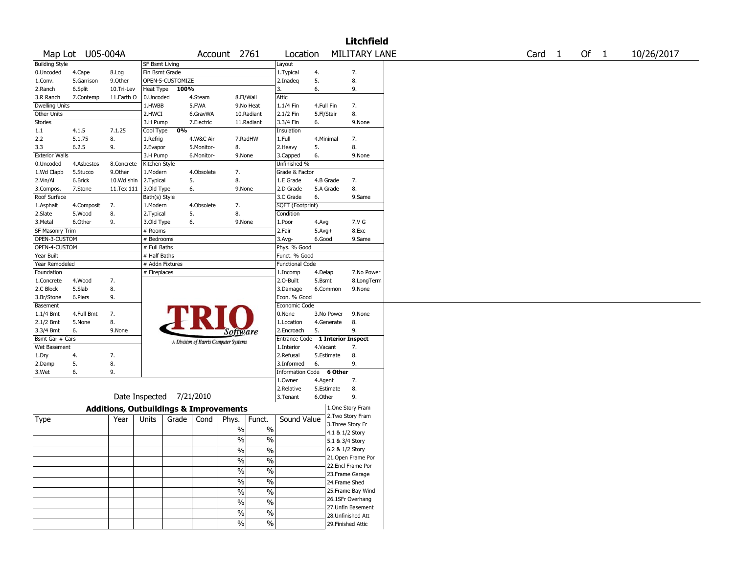# Litchfield

Map Lot U05-004A | Account 2761 | Location MILITARY LANE | Card 1 Of 1 | 10/26/2017

| | | | | | | | | | | |
|---|---|---|---|---|---|---|---|---|---|---|
| Building Style | | | SF Bsmt Living | | | | Layout | | | |
| 0.Uncoded | 4.Cape | 8.Log | Fin Bsmt Grade | | | | 1.Typical | 4. | 7. | |
| 1.Conv. | 5.Garrison | 9.Other | OPEN-5-CUSTOMIZE | | | | 2.Inadeq | 5. | 8. | |
| 2.Ranch | 6.Split | 10.Tri-Lev | Heat Type 100% | | | | 3. | 6. | 9. | |
| 3.R Ranch | 7.Contemp | 11.Earth O | 0.Uncoded | 4.Steam | 8.Fl/Wall | | Attic | | | |
| Dwelling Units | | | 1.HWBB | 5.FWA | 9.No Heat | | 1.1/4 Fin | 4.Full Fin | 7. | |
| Other Units | | | 2.HWCI | 6.GravWA | 10.Radiant | | 2.1/2 Fin | 5.Fl/Stair | 8. | |
| Stories | | | 3.H Pump | 7.Electric | 11.Radiant | | 3.3/4 Fin | 6. | 9.None | |
| 1.1 | 4.1.5 | 7.1.25 | Cool Type 0% | | | | Insulation | | | |
| 2.2 | 5.1.75 | 8. | 1.Refrig | 4.W&C Air | 7.RadHW | | 1.Full | 4.Minimal | 7. | |
| 3.3 | 6.2.5 | 9. | 2.Evapor | 5.Monitor- | 8. | | 2.Heavy | 5. | 8. | |
| Exterior Walls | | | 3.H Pump | 6.Monitor- | 9.None | | 3.Capped | 6. | 9.None | |
| 0.Uncoded | 4.Asbestos | 8.Concrete | Kitchen Style | | | | Unfinished % | | | |
| 1.Wd Clapb | 5.Stucco | 9.Other | 1.Modern | 4.Obsolete | 7. | | Grade & Factor | | | |
| 2.Vin/Al | 6.Brick | 10.Wd shin | 2.Typical | 5. | 8. | | 1.E Grade | 4.B Grade | 7. | |
| 3.Compos. | 7.Stone | 11.Tex 111 | 3.Old Type | 6. | 9.None | | 2.D Grade | 5.A Grade | 8. | |
| Roof Surface | | | Bath(s) Style | | | | 3.C Grade | 6. | 9.Same | |
| 1.Asphalt | 4.Composit | 7. | 1.Modern | 4.Obsolete | 7. | | SQFT (Footprint) | | | |
| 2.Slate | 5.Wood | 8. | 2.Typical | 5. | 8. | | Condition | | | |
| 3.Metal | 6.Other | 9. | 3.Old Type | 6. | 9.None | | 1.Poor | 4.Avg | 7.V G | |
| SF Masonry Trim | | | # Rooms | | | | 2.Fair | 5.Avg+ | 8.Exc | |
| OPEN-3-CUSTOM | | | # Bedrooms | | | | 3.Avg- | 6.Good | 9.Same | |
| OPEN-4-CUSTOM | | | # Full Baths | | | | Phys. % Good | | | |
| Year Built | | | # Half Baths | | | | Funct. % Good | | | |
| Year Remodeled | | | # Addn Fixtures | | | | Functional Code | | | |
| Foundation | | | # Fireplaces | | | | 1.Incomp | 4.Delap | 7.No Power | |
| 1.Concrete | 4.Wood | 7. | | | | | 2.O-Built | 5.Bsmt | 8.LongTerm | |
| 2.C Block | 5.Slab | 8. | | | | | 3.Damage | 6.Common | 9.None | |
| 3.Br/Stone | 6.Piers | 9. | | | | | Econ. % Good | | | |
| Basement | | | | | | | Economic Code | | | |
| 1.1/4 Bmt | 4.Full Bmt | 7. | | | | | 0.None | 3.No Power | 9.None | |
| 2.1/2 Bmt | 5.None | 8. | | | | | 1.Location | 4.Generate | 8. | |
| 3.3/4 Bmt | 6. | 9.None | | | | | 2.Encroach | 5. | 9. | |
| Bsmt Gar # Cars | | | | | | | Entrance Code 1 Interior Inspect | | | |
| Wet Basement | | | | | | | 1.Interior | 4.Vacant | 7. | |
| 1.Dry | 4. | 7. | | | | | 2.Refusal | 5.Estimate | 8. | |
| 2.Damp | 5. | 8. | | | | | 3.Informed | 6. | 9. | |
| 3.Wet | 6. | 9. | | | | | Information Code 6 Other | | | |
| | | | | | | | 1.Owner | 4.Agent | 7. | |
| | | | | | | | 2.Relative | 5.Estimate | 8. | |
| Date Inspected 7/21/2010 | | | | | | | 3.Tenant | 6.Other | 9. | |

TRIO Software — A Division of Harris Computer Systems

## Additions, Outbuildings & Improvements

| Type | Year | Units | Grade | Cond | Phys. | Funct. | Sound Value | |
|---|---|---|---|---|---|---|---|---|
| | | | | | % | % | | 1.One Story Fram |
| | | | | | % | % | | 2.Two Story Fram |
| | | | | | % | % | | 3.Three Story Fr |
| | | | | | % | % | | 4.1 & 1/2 Story |
| | | | | | % | % | | 5.1 & 3/4 Story |
| | | | | | % | % | | 6.2 & 1/2 Story |
| | | | | | % | % | | 21.Open Frame Por |
| | | | | | % | % | | 22.Encl Frame Por |
| | | | | | % | % | | 23.Frame Garage |
| | | | | | % | % | | 24.Frame Shed |
| | | | | | | | | 25.Frame Bay Wind |
| | | | | | | | | 26.1SFr Overhang |
| | | | | | | | | 27.Unfin Basement |
| | | | | | | | | 28.Unfinished Att |
| | | | | | | | | 29.Finished Attic |